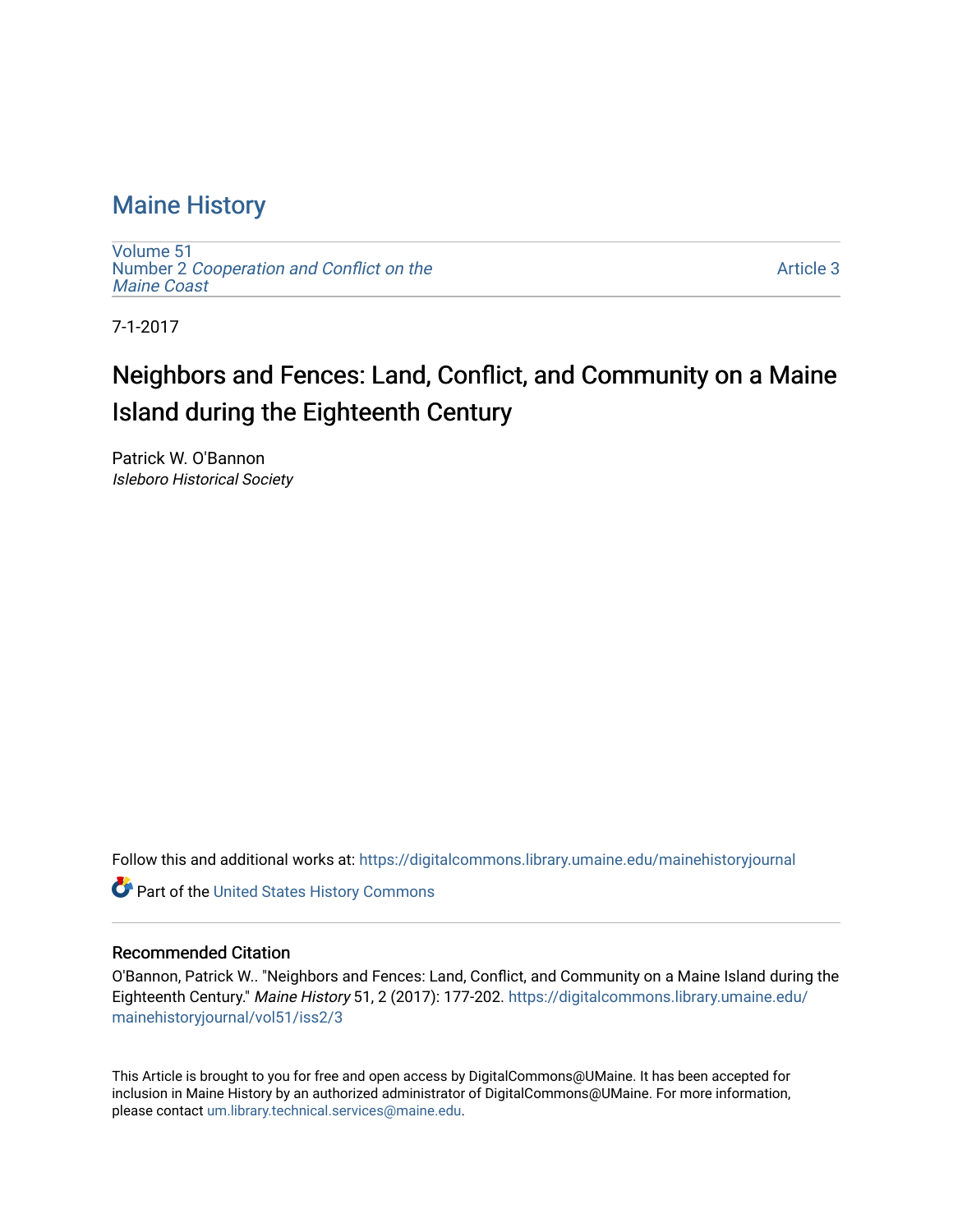# Maine History

Volume 51
Number 2 *Cooperation and Conflict on the Maine Coast*

Article 3

7-1-2017

## Neighbors and Fences: Land, Conflict, and Community on a Maine Island during the Eighteenth Century

Patrick W. O'Bannon
*Isleboro Historical Society*

Follow this and additional works at: https://digitalcommons.library.umaine.edu/mainehistoryjournal

Part of the United States History Commons

### Recommended Citation

O'Bannon, Patrick W.. "Neighbors and Fences: Land, Conflict, and Community on a Maine Island during the Eighteenth Century." *Maine History* 51, 2 (2017): 177-202. https://digitalcommons.library.umaine.edu/mainehistoryjournal/vol51/iss2/3

This Article is brought to you for free and open access by DigitalCommons@UMaine. It has been accepted for inclusion in Maine History by an authorized administrator of DigitalCommons@UMaine. For more information, please contact um.library.technical.services@maine.edu.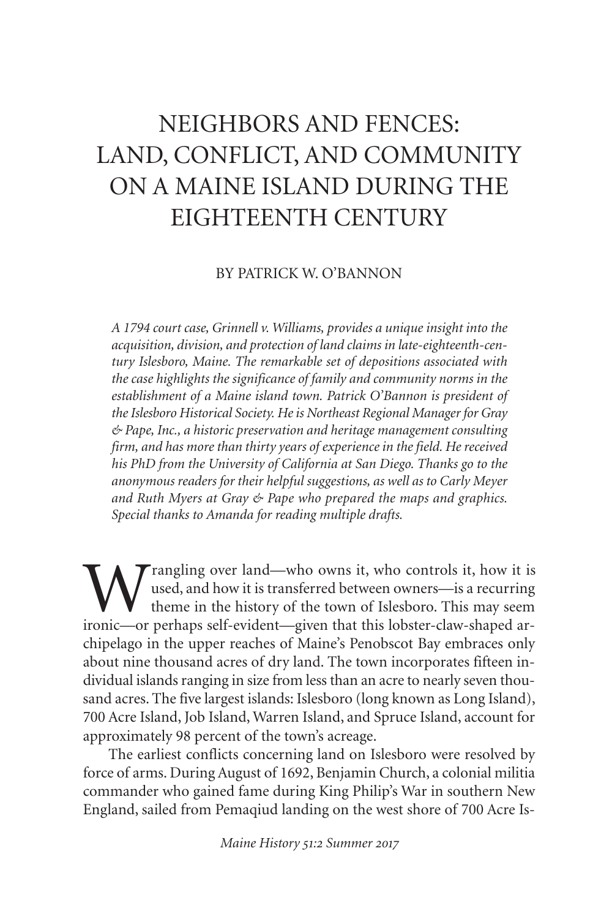# NEIGHBORS AND FENCES: LAND, CONFLICT, AND COMMUNITY ON A MAINE ISLAND DURING THE EIGHTEENTH CENTURY

BY PATRICK W. O'BANNON

*A 1794 court case, Grinnell v. Williams, provides a unique insight into the acquisition, division, and protection of land claims in late-eighteenth-century Islesboro, Maine. The remarkable set of depositions associated with the case highlights the significance of family and community norms in the establishment of a Maine island town. Patrick O'Bannon is president of the Islesboro Historical Society. He is Northeast Regional Manager for Gray & Pape, Inc., a historic preservation and heritage management consulting firm, and has more than thirty years of experience in the field. He received his PhD from the University of California at San Diego. Thanks go to the anonymous readers for their helpful suggestions, as well as to Carly Meyer and Ruth Myers at Gray & Pape who prepared the maps and graphics. Special thanks to Amanda for reading multiple drafts.*

Wrangling over land—who owns it, who controls it, how it is used, and how it is transferred between owners—is a recurring theme in the history of the town of Islesboro. This may seem ironic—or perhaps self-evident—given that this lobster-claw-shaped archipelago in the upper reaches of Maine's Penobscot Bay embraces only about nine thousand acres of dry land. The town incorporates fifteen individual islands ranging in size from less than an acre to nearly seven thousand acres. The five largest islands: Islesboro (long known as Long Island), 700 Acre Island, Job Island, Warren Island, and Spruce Island, account for approximately 98 percent of the town's acreage.

The earliest conflicts concerning land on Islesboro were resolved by force of arms. During August of 1692, Benjamin Church, a colonial militia commander who gained fame during King Philip's War in southern New England, sailed from Pemaqiud landing on the west shore of 700 Acre Is-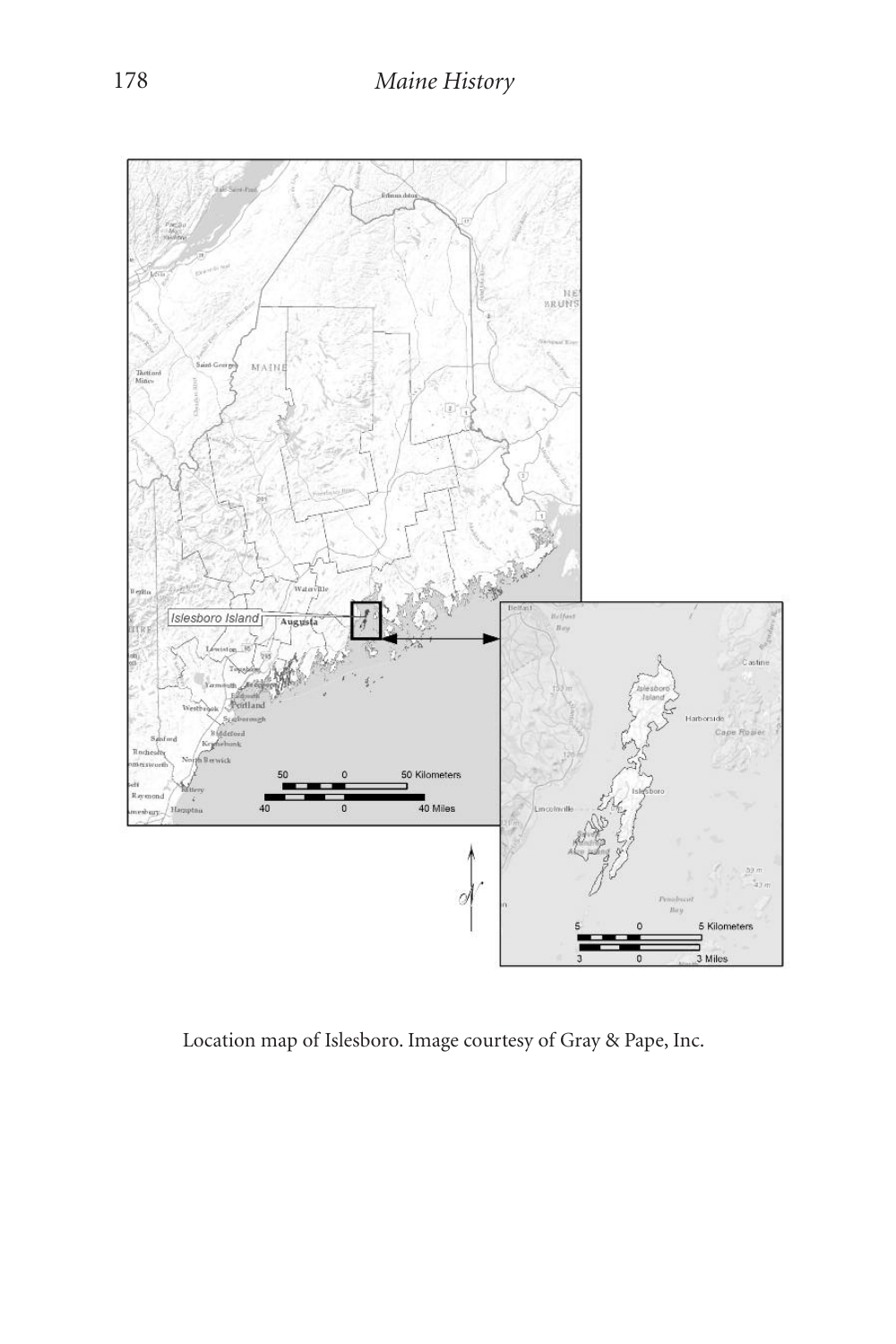Location map of Islesboro. Image courtesy of Gray & Pape, Inc.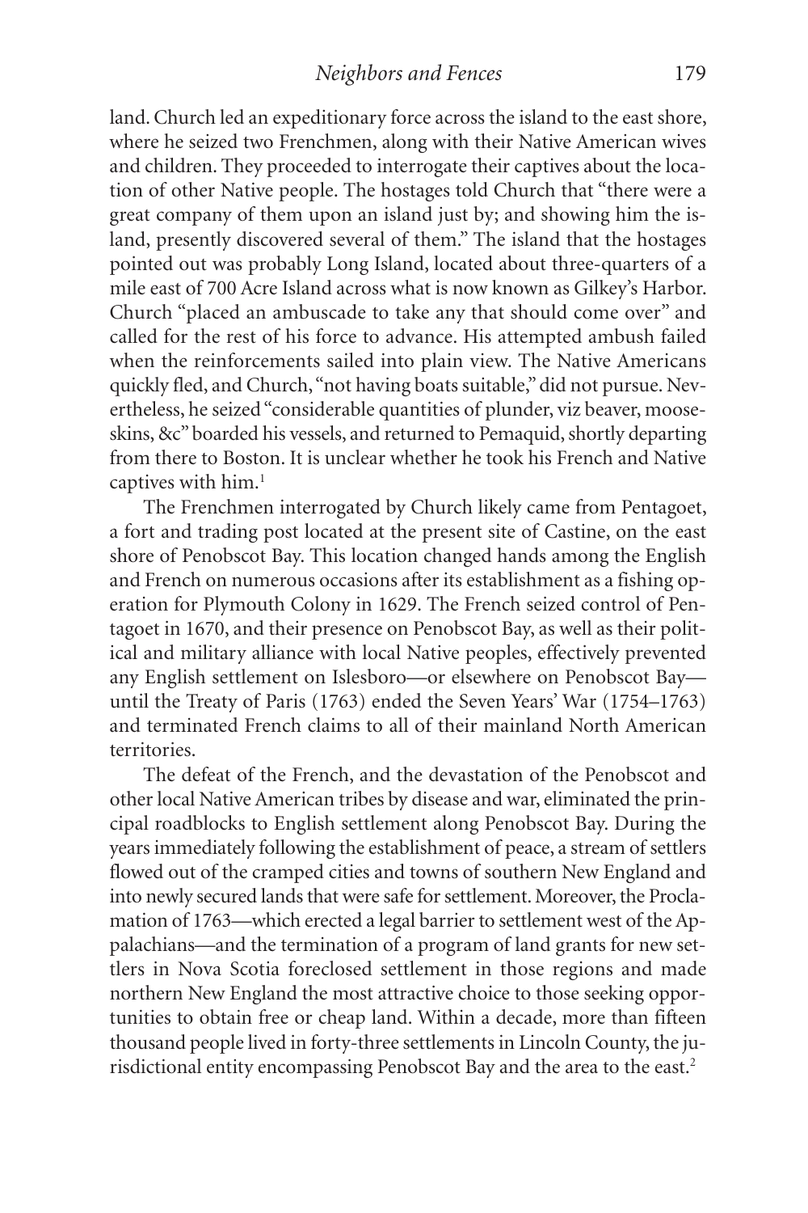land. Church led an expeditionary force across the island to the east shore, where he seized two Frenchmen, along with their Native American wives and children. They proceeded to interrogate their captives about the location of other Native people. The hostages told Church that "there were a great company of them upon an island just by; and showing him the island, presently discovered several of them." The island that the hostages pointed out was probably Long Island, located about three-quarters of a mile east of 700 Acre Island across what is now known as Gilkey's Harbor. Church "placed an ambuscade to take any that should come over" and called for the rest of his force to advance. His attempted ambush failed when the reinforcements sailed into plain view. The Native Americans quickly fled, and Church, "not having boats suitable," did not pursue. Nevertheless, he seized "considerable quantities of plunder, viz beaver, moose-skins, &c" boarded his vessels, and returned to Pemaquid, shortly departing from there to Boston. It is unclear whether he took his French and Native captives with him.[1]

The Frenchmen interrogated by Church likely came from Pentagoet, a fort and trading post located at the present site of Castine, on the east shore of Penobscot Bay. This location changed hands among the English and French on numerous occasions after its establishment as a fishing operation for Plymouth Colony in 1629. The French seized control of Pentagoet in 1670, and their presence on Penobscot Bay, as well as their political and military alliance with local Native peoples, effectively prevented any English settlement on Islesboro—or elsewhere on Penobscot Bay—until the Treaty of Paris (1763) ended the Seven Years' War (1754–1763) and terminated French claims to all of their mainland North American territories.

The defeat of the French, and the devastation of the Penobscot and other local Native American tribes by disease and war, eliminated the principal roadblocks to English settlement along Penobscot Bay. During the years immediately following the establishment of peace, a stream of settlers flowed out of the cramped cities and towns of southern New England and into newly secured lands that were safe for settlement. Moreover, the Proclamation of 1763—which erected a legal barrier to settlement west of the Appalachians—and the termination of a program of land grants for new settlers in Nova Scotia foreclosed settlement in those regions and made northern New England the most attractive choice to those seeking opportunities to obtain free or cheap land. Within a decade, more than fifteen thousand people lived in forty-three settlements in Lincoln County, the jurisdictional entity encompassing Penobscot Bay and the area to the east.[2]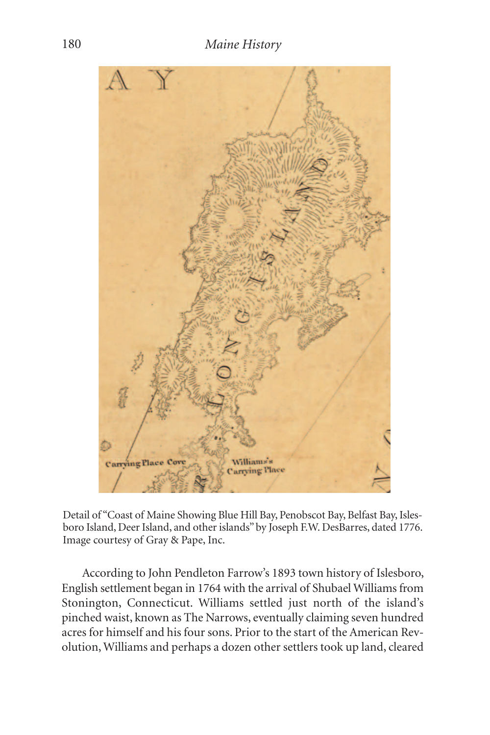Detail of "Coast of Maine Showing Blue Hill Bay, Penobscot Bay, Belfast Bay, Islesboro Island, Deer Island, and other islands" by Joseph F.W. DesBarres, dated 1776. Image courtesy of Gray & Pape, Inc.

According to John Pendleton Farrow's 1893 town history of Islesboro, English settlement began in 1764 with the arrival of Shubael Williams from Stonington, Connecticut. Williams settled just north of the island's pinched waist, known as The Narrows, eventually claiming seven hundred acres for himself and his four sons. Prior to the start of the American Revolution, Williams and perhaps a dozen other settlers took up land, cleared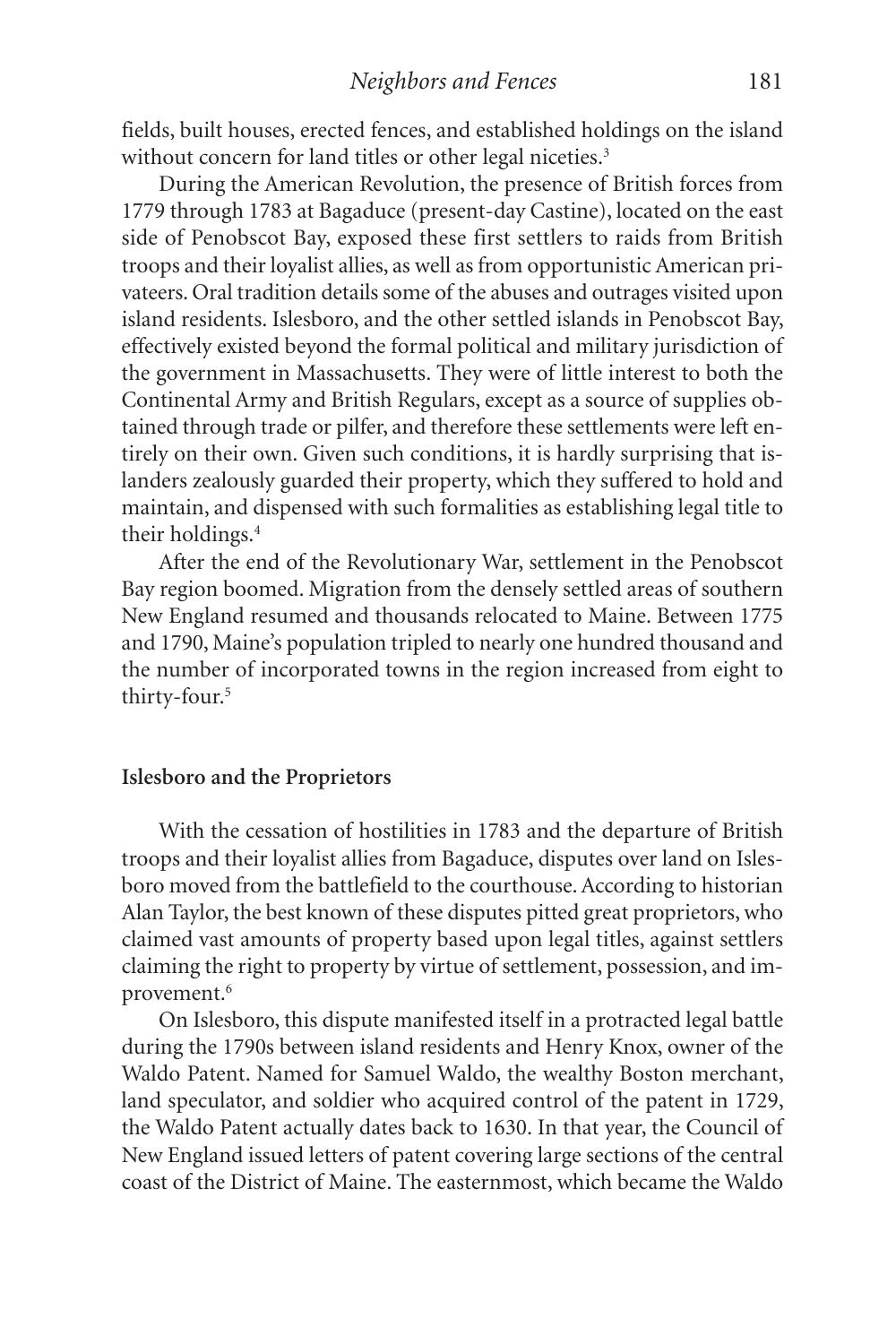fields, built houses, erected fences, and established holdings on the island without concern for land titles or other legal niceties.[3]

During the American Revolution, the presence of British forces from 1779 through 1783 at Bagaduce (present-day Castine), located on the east side of Penobscot Bay, exposed these first settlers to raids from British troops and their loyalist allies, as well as from opportunistic American privateers. Oral tradition details some of the abuses and outrages visited upon island residents. Islesboro, and the other settled islands in Penobscot Bay, effectively existed beyond the formal political and military jurisdiction of the government in Massachusetts. They were of little interest to both the Continental Army and British Regulars, except as a source of supplies obtained through trade or pilfer, and therefore these settlements were left entirely on their own. Given such conditions, it is hardly surprising that islanders zealously guarded their property, which they suffered to hold and maintain, and dispensed with such formalities as establishing legal title to their holdings.[4]

After the end of the Revolutionary War, settlement in the Penobscot Bay region boomed. Migration from the densely settled areas of southern New England resumed and thousands relocated to Maine. Between 1775 and 1790, Maine's population tripled to nearly one hundred thousand and the number of incorporated towns in the region increased from eight to thirty-four.[5]

### Islesboro and the Proprietors

With the cessation of hostilities in 1783 and the departure of British troops and their loyalist allies from Bagaduce, disputes over land on Islesboro moved from the battlefield to the courthouse. According to historian Alan Taylor, the best known of these disputes pitted great proprietors, who claimed vast amounts of property based upon legal titles, against settlers claiming the right to property by virtue of settlement, possession, and improvement.[6]

On Islesboro, this dispute manifested itself in a protracted legal battle during the 1790s between island residents and Henry Knox, owner of the Waldo Patent. Named for Samuel Waldo, the wealthy Boston merchant, land speculator, and soldier who acquired control of the patent in 1729, the Waldo Patent actually dates back to 1630. In that year, the Council of New England issued letters of patent covering large sections of the central coast of the District of Maine. The easternmost, which became the Waldo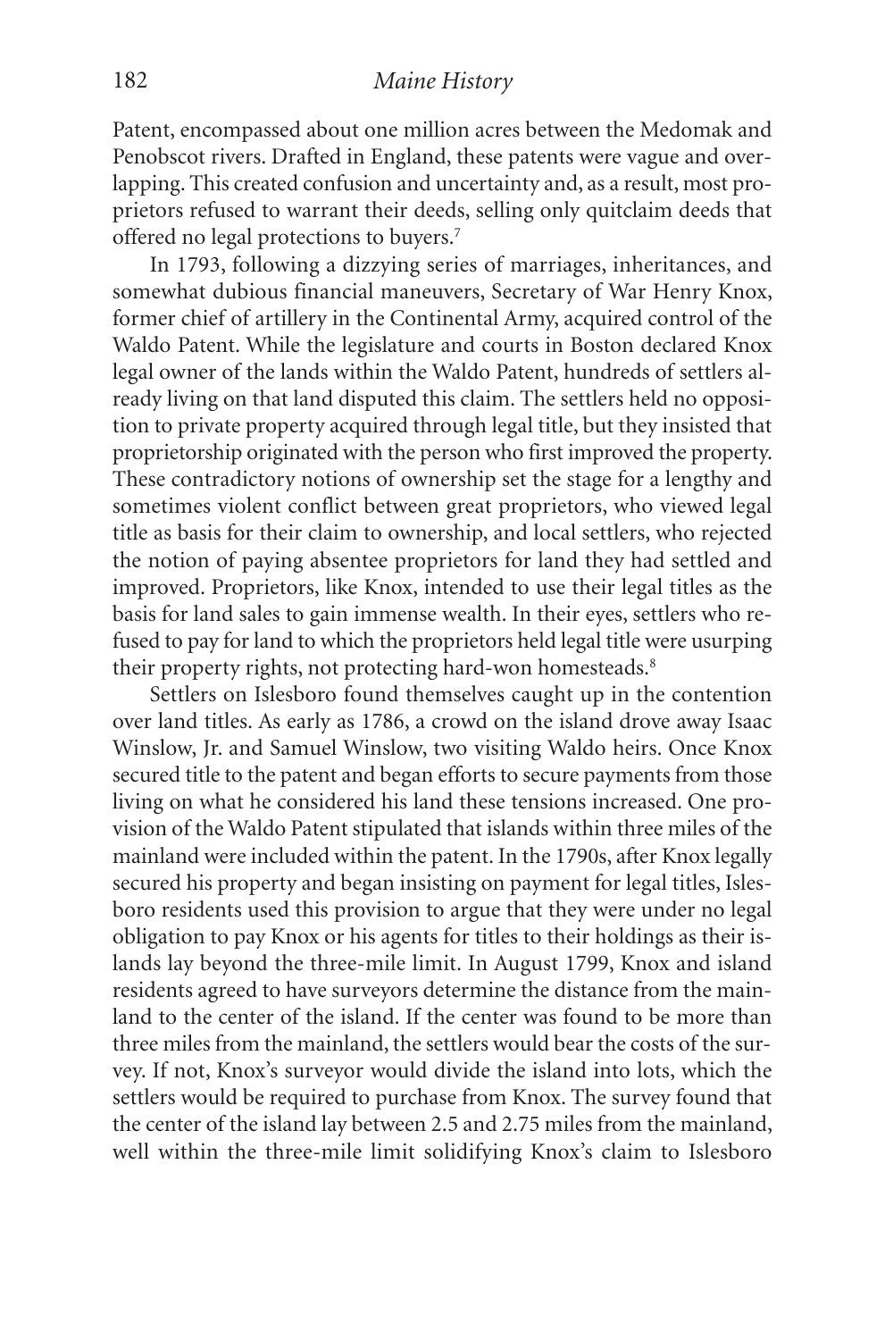Patent, encompassed about one million acres between the Medomak and Penobscot rivers. Drafted in England, these patents were vague and overlapping. This created confusion and uncertainty and, as a result, most proprietors refused to warrant their deeds, selling only quitclaim deeds that offered no legal protections to buyers.[7]

In 1793, following a dizzying series of marriages, inheritances, and somewhat dubious financial maneuvers, Secretary of War Henry Knox, former chief of artillery in the Continental Army, acquired control of the Waldo Patent. While the legislature and courts in Boston declared Knox legal owner of the lands within the Waldo Patent, hundreds of settlers already living on that land disputed this claim. The settlers held no opposition to private property acquired through legal title, but they insisted that proprietorship originated with the person who first improved the property. These contradictory notions of ownership set the stage for a lengthy and sometimes violent conflict between great proprietors, who viewed legal title as basis for their claim to ownership, and local settlers, who rejected the notion of paying absentee proprietors for land they had settled and improved. Proprietors, like Knox, intended to use their legal titles as the basis for land sales to gain immense wealth. In their eyes, settlers who refused to pay for land to which the proprietors held legal title were usurping their property rights, not protecting hard-won homesteads.[8]

Settlers on Islesboro found themselves caught up in the contention over land titles. As early as 1786, a crowd on the island drove away Isaac Winslow, Jr. and Samuel Winslow, two visiting Waldo heirs. Once Knox secured title to the patent and began efforts to secure payments from those living on what he considered his land these tensions increased. One provision of the Waldo Patent stipulated that islands within three miles of the mainland were included within the patent. In the 1790s, after Knox legally secured his property and began insisting on payment for legal titles, Islesboro residents used this provision to argue that they were under no legal obligation to pay Knox or his agents for titles to their holdings as their islands lay beyond the three-mile limit. In August 1799, Knox and island residents agreed to have surveyors determine the distance from the mainland to the center of the island. If the center was found to be more than three miles from the mainland, the settlers would bear the costs of the survey. If not, Knox's surveyor would divide the island into lots, which the settlers would be required to purchase from Knox. The survey found that the center of the island lay between 2.5 and 2.75 miles from the mainland, well within the three-mile limit solidifying Knox's claim to Islesboro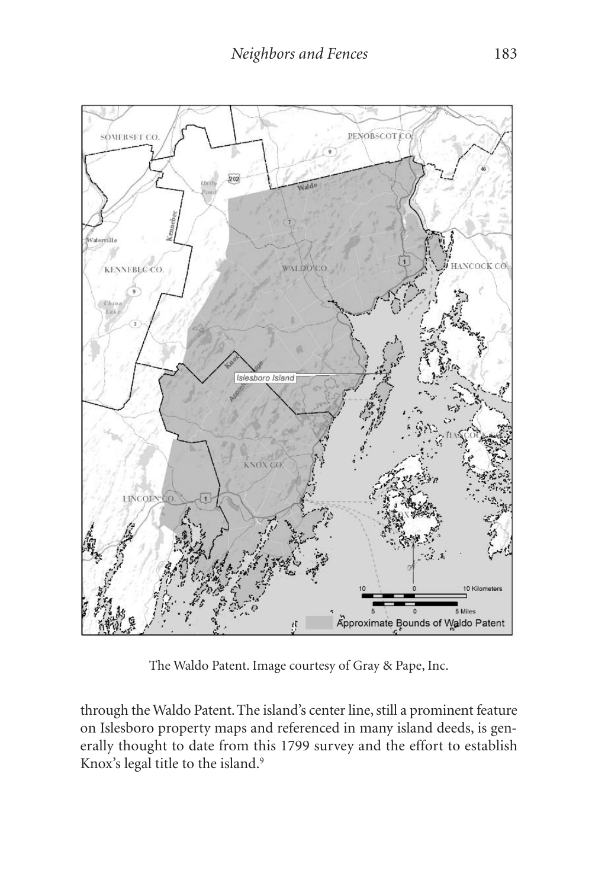The Waldo Patent. Image courtesy of Gray & Pape, Inc.

through the Waldo Patent. The island's center line, still a prominent feature on Islesboro property maps and referenced in many island deeds, is generally thought to date from this 1799 survey and the effort to establish Knox's legal title to the island.[9]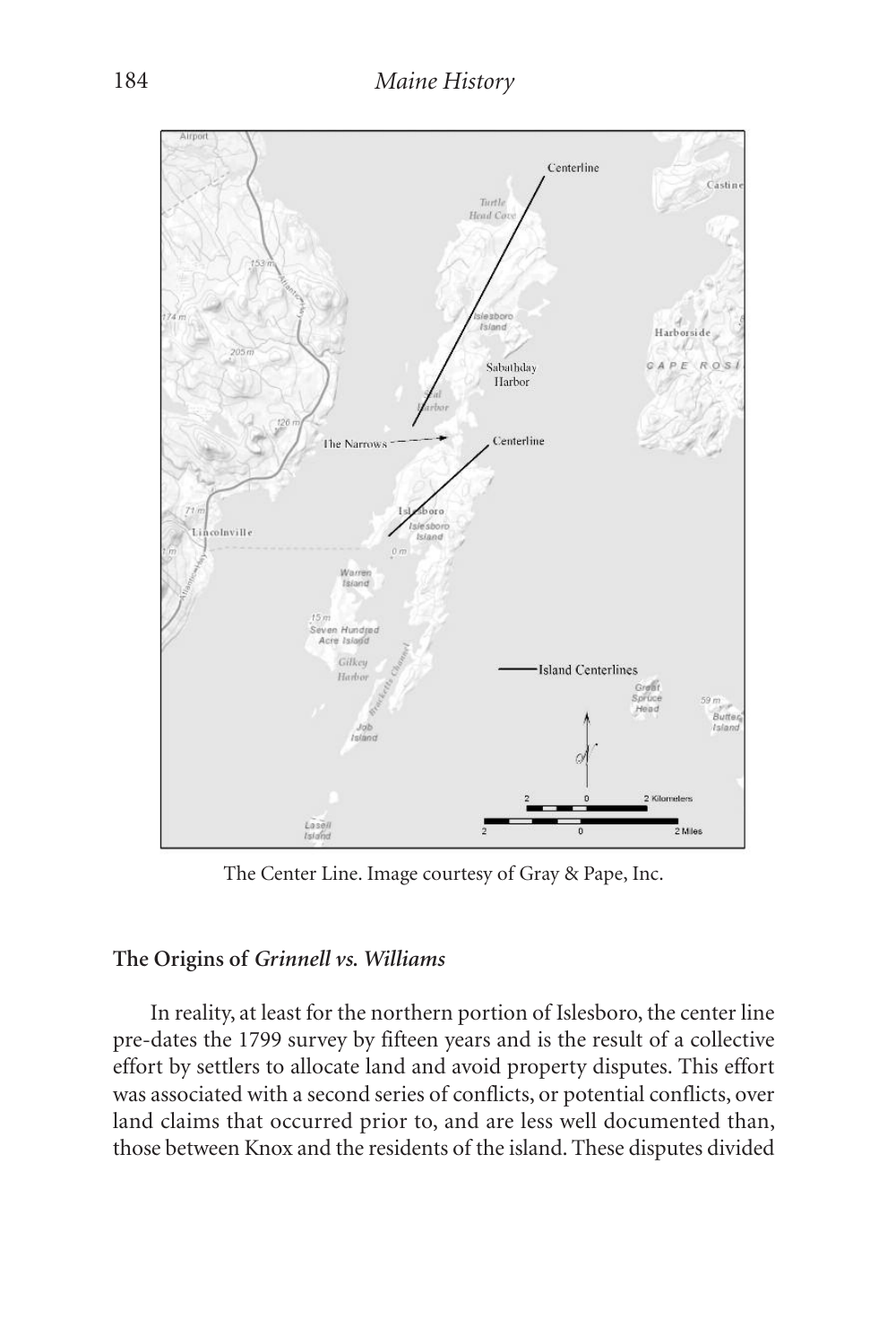The Center Line. Image courtesy of Gray & Pape, Inc.

## The Origins of *Grinnell vs. Williams*

In reality, at least for the northern portion of Islesboro, the center line pre-dates the 1799 survey by fifteen years and is the result of a collective effort by settlers to allocate land and avoid property disputes. This effort was associated with a second series of conflicts, or potential conflicts, over land claims that occurred prior to, and are less well documented than, those between Knox and the residents of the island. These disputes divided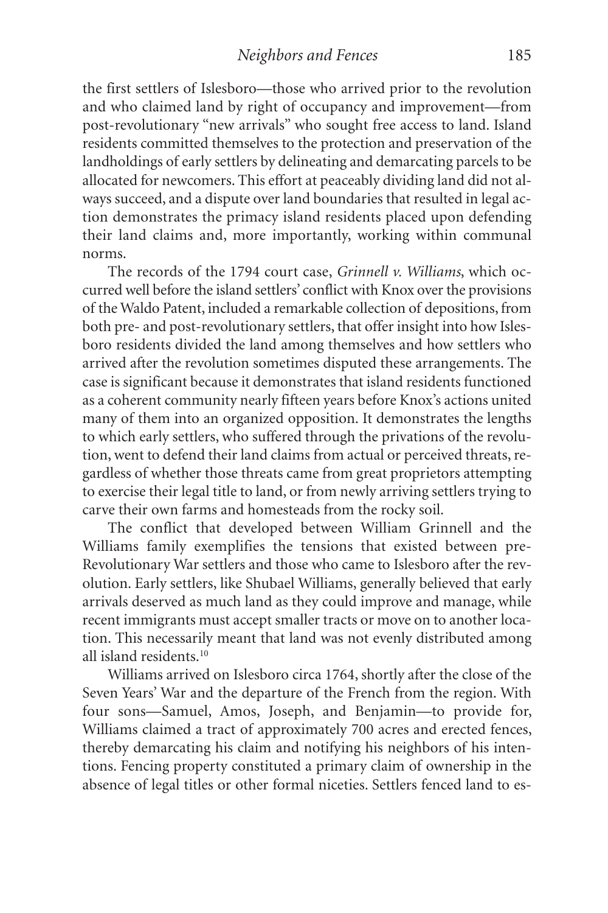the first settlers of Islesboro—those who arrived prior to the revolution and who claimed land by right of occupancy and improvement—from post-revolutionary "new arrivals" who sought free access to land. Island residents committed themselves to the protection and preservation of the landholdings of early settlers by delineating and demarcating parcels to be allocated for newcomers. This effort at peaceably dividing land did not always succeed, and a dispute over land boundaries that resulted in legal action demonstrates the primacy island residents placed upon defending their land claims and, more importantly, working within communal norms.

The records of the 1794 court case, *Grinnell v. Williams*, which occurred well before the island settlers' conflict with Knox over the provisions of the Waldo Patent, included a remarkable collection of depositions, from both pre- and post-revolutionary settlers, that offer insight into how Islesboro residents divided the land among themselves and how settlers who arrived after the revolution sometimes disputed these arrangements. The case is significant because it demonstrates that island residents functioned as a coherent community nearly fifteen years before Knox's actions united many of them into an organized opposition. It demonstrates the lengths to which early settlers, who suffered through the privations of the revolution, went to defend their land claims from actual or perceived threats, regardless of whether those threats came from great proprietors attempting to exercise their legal title to land, or from newly arriving settlers trying to carve their own farms and homesteads from the rocky soil.

The conflict that developed between William Grinnell and the Williams family exemplifies the tensions that existed between pre-Revolutionary War settlers and those who came to Islesboro after the revolution. Early settlers, like Shubael Williams, generally believed that early arrivals deserved as much land as they could improve and manage, while recent immigrants must accept smaller tracts or move on to another location. This necessarily meant that land was not evenly distributed among all island residents.[10]

Williams arrived on Islesboro circa 1764, shortly after the close of the Seven Years' War and the departure of the French from the region. With four sons—Samuel, Amos, Joseph, and Benjamin—to provide for, Williams claimed a tract of approximately 700 acres and erected fences, thereby demarcating his claim and notifying his neighbors of his intentions. Fencing property constituted a primary claim of ownership in the absence of legal titles or other formal niceties. Settlers fenced land to es-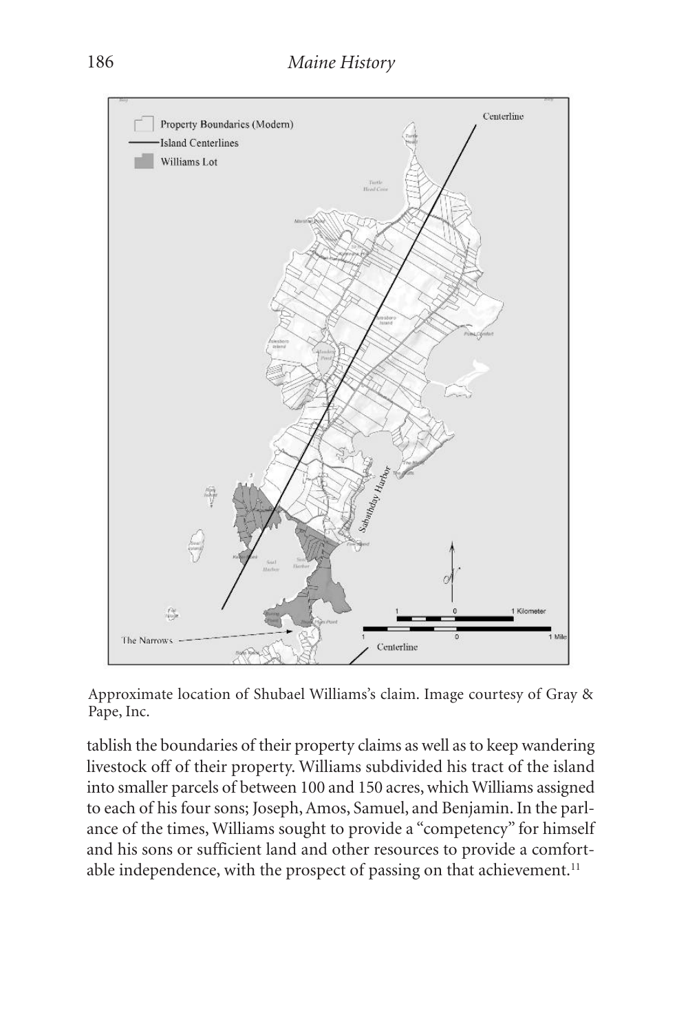Approximate location of Shubael Williams's claim. Image courtesy of Gray & Pape, Inc.

tablish the boundaries of their property claims as well as to keep wandering livestock off of their property. Williams subdivided his tract of the island into smaller parcels of between 100 and 150 acres, which Williams assigned to each of his four sons; Joseph, Amos, Samuel, and Benjamin. In the parlance of the times, Williams sought to provide a "competency" for himself and his sons or sufficient land and other resources to provide a comfortable independence, with the prospect of passing on that achievement.[11]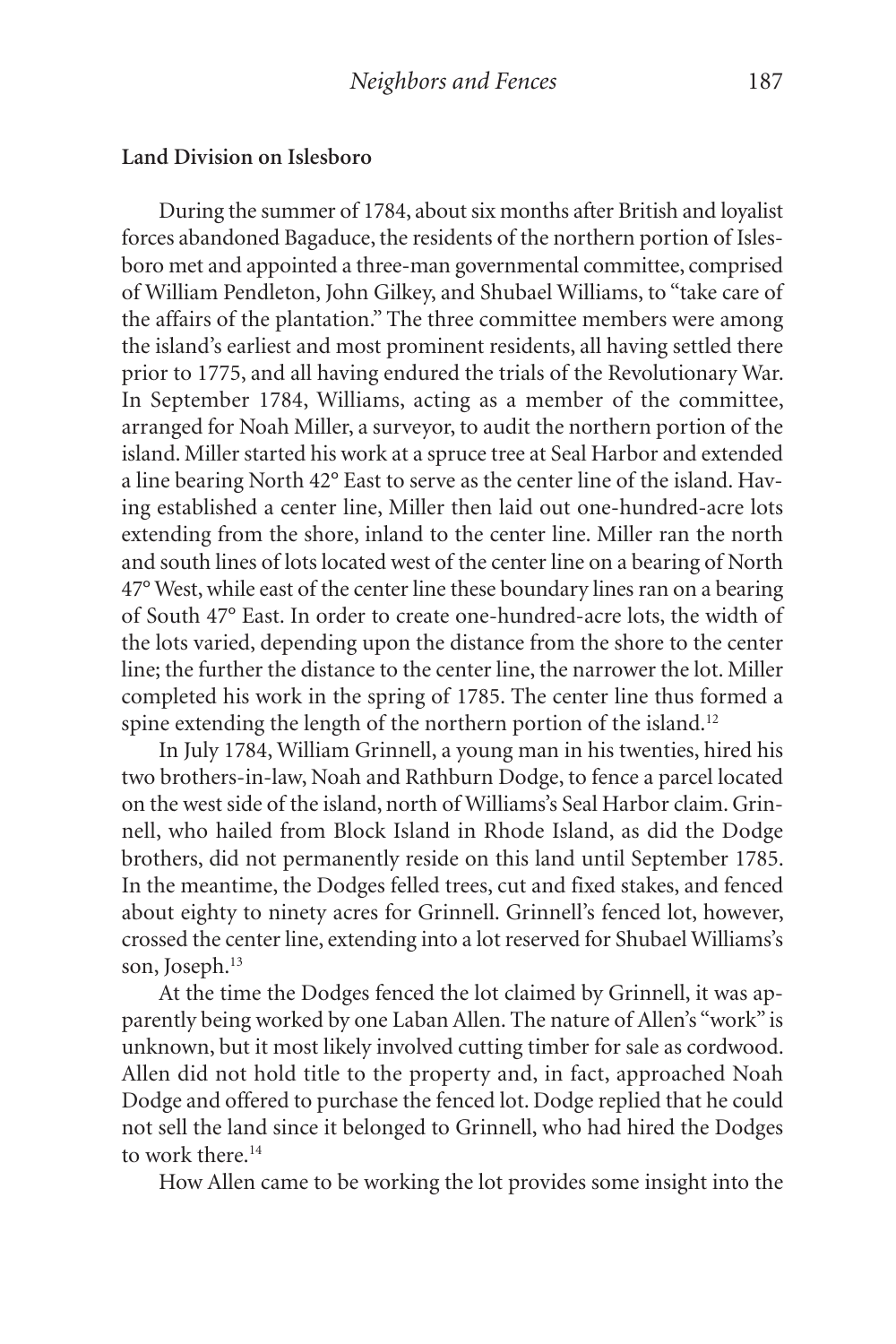**Land Division on Islesboro**

During the summer of 1784, about six months after British and loyalist forces abandoned Bagaduce, the residents of the northern portion of Islesboro met and appointed a three-man governmental committee, comprised of William Pendleton, John Gilkey, and Shubael Williams, to "take care of the affairs of the plantation." The three committee members were among the island's earliest and most prominent residents, all having settled there prior to 1775, and all having endured the trials of the Revolutionary War. In September 1784, Williams, acting as a member of the committee, arranged for Noah Miller, a surveyor, to audit the northern portion of the island. Miller started his work at a spruce tree at Seal Harbor and extended a line bearing North 42° East to serve as the center line of the island. Having established a center line, Miller then laid out one-hundred-acre lots extending from the shore, inland to the center line. Miller ran the north and south lines of lots located west of the center line on a bearing of North 47° West, while east of the center line these boundary lines ran on a bearing of South 47° East. In order to create one-hundred-acre lots, the width of the lots varied, depending upon the distance from the shore to the center line; the further the distance to the center line, the narrower the lot. Miller completed his work in the spring of 1785. The center line thus formed a spine extending the length of the northern portion of the island.[12]

In July 1784, William Grinnell, a young man in his twenties, hired his two brothers-in-law, Noah and Rathburn Dodge, to fence a parcel located on the west side of the island, north of Williams's Seal Harbor claim. Grinnell, who hailed from Block Island in Rhode Island, as did the Dodge brothers, did not permanently reside on this land until September 1785. In the meantime, the Dodges felled trees, cut and fixed stakes, and fenced about eighty to ninety acres for Grinnell. Grinnell's fenced lot, however, crossed the center line, extending into a lot reserved for Shubael Williams's son, Joseph.[13]

At the time the Dodges fenced the lot claimed by Grinnell, it was apparently being worked by one Laban Allen. The nature of Allen's "work" is unknown, but it most likely involved cutting timber for sale as cordwood. Allen did not hold title to the property and, in fact, approached Noah Dodge and offered to purchase the fenced lot. Dodge replied that he could not sell the land since it belonged to Grinnell, who had hired the Dodges to work there.[14]

How Allen came to be working the lot provides some insight into the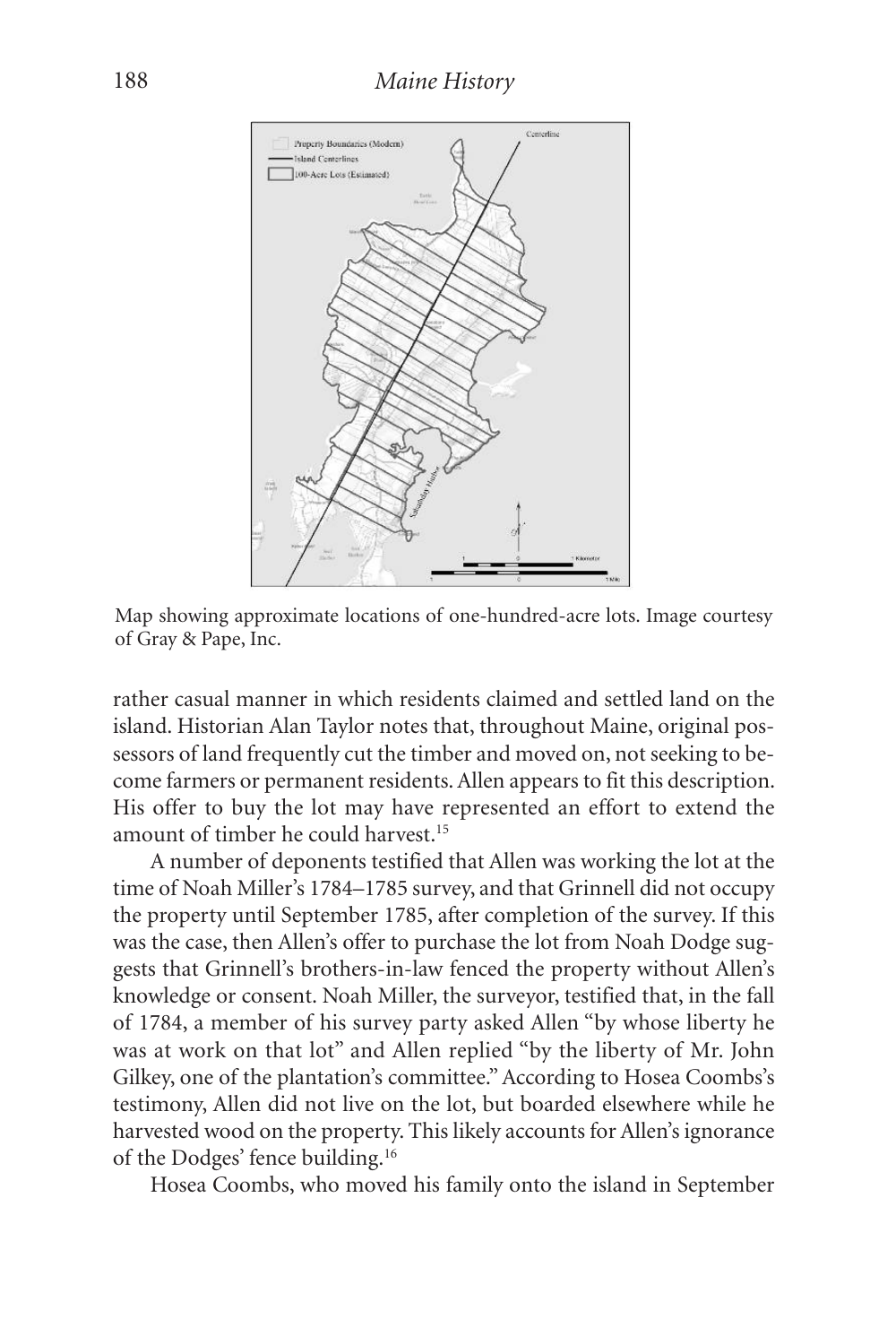Map showing approximate locations of one-hundred-acre lots. Image courtesy of Gray & Pape, Inc.

rather casual manner in which residents claimed and settled land on the island. Historian Alan Taylor notes that, throughout Maine, original possessors of land frequently cut the timber and moved on, not seeking to become farmers or permanent residents. Allen appears to fit this description. His offer to buy the lot may have represented an effort to extend the amount of timber he could harvest.[15]

A number of deponents testified that Allen was working the lot at the time of Noah Miller's 1784–1785 survey, and that Grinnell did not occupy the property until September 1785, after completion of the survey. If this was the case, then Allen's offer to purchase the lot from Noah Dodge suggests that Grinnell's brothers-in-law fenced the property without Allen's knowledge or consent. Noah Miller, the surveyor, testified that, in the fall of 1784, a member of his survey party asked Allen "by whose liberty he was at work on that lot" and Allen replied "by the liberty of Mr. John Gilkey, one of the plantation's committee." According to Hosea Coombs's testimony, Allen did not live on the lot, but boarded elsewhere while he harvested wood on the property. This likely accounts for Allen's ignorance of the Dodges' fence building.[16]

Hosea Coombs, who moved his family onto the island in September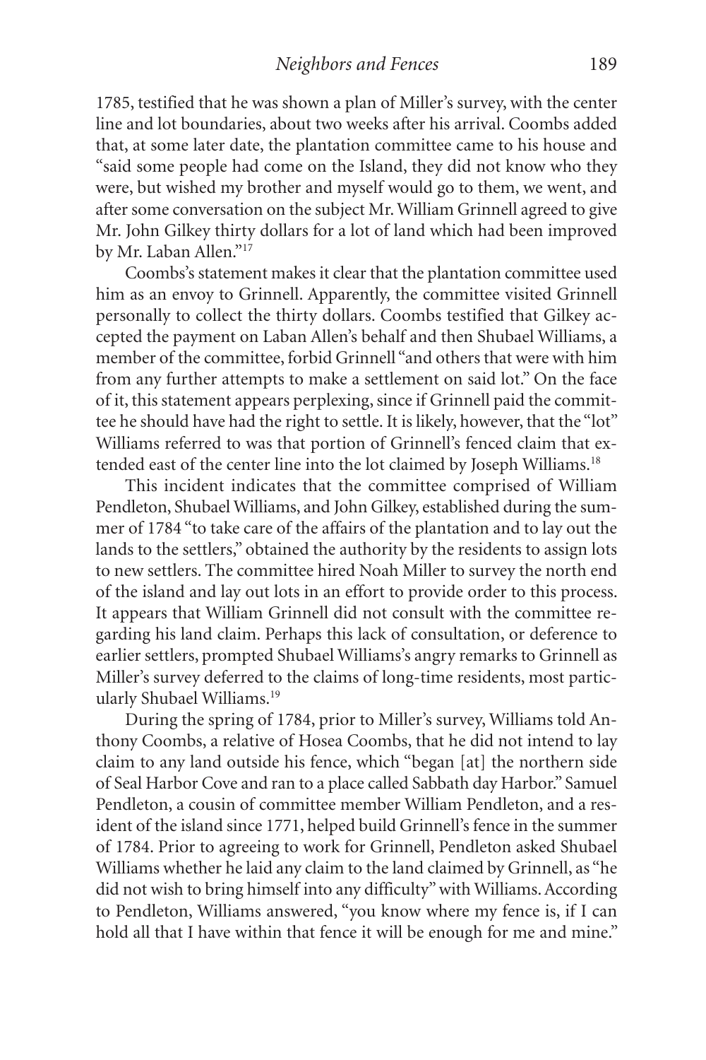1785, testified that he was shown a plan of Miller's survey, with the center line and lot boundaries, about two weeks after his arrival. Coombs added that, at some later date, the plantation committee came to his house and "said some people had come on the Island, they did not know who they were, but wished my brother and myself would go to them, we went, and after some conversation on the subject Mr. William Grinnell agreed to give Mr. John Gilkey thirty dollars for a lot of land which had been improved by Mr. Laban Allen."[17]

Coombs's statement makes it clear that the plantation committee used him as an envoy to Grinnell. Apparently, the committee visited Grinnell personally to collect the thirty dollars. Coombs testified that Gilkey accepted the payment on Laban Allen's behalf and then Shubael Williams, a member of the committee, forbid Grinnell "and others that were with him from any further attempts to make a settlement on said lot." On the face of it, this statement appears perplexing, since if Grinnell paid the committee he should have had the right to settle. It is likely, however, that the "lot" Williams referred to was that portion of Grinnell's fenced claim that extended east of the center line into the lot claimed by Joseph Williams.[18]

This incident indicates that the committee comprised of William Pendleton, Shubael Williams, and John Gilkey, established during the summer of 1784 "to take care of the affairs of the plantation and to lay out the lands to the settlers," obtained the authority by the residents to assign lots to new settlers. The committee hired Noah Miller to survey the north end of the island and lay out lots in an effort to provide order to this process. It appears that William Grinnell did not consult with the committee regarding his land claim. Perhaps this lack of consultation, or deference to earlier settlers, prompted Shubael Williams's angry remarks to Grinnell as Miller's survey deferred to the claims of long-time residents, most particularly Shubael Williams.[19]

During the spring of 1784, prior to Miller's survey, Williams told Anthony Coombs, a relative of Hosea Coombs, that he did not intend to lay claim to any land outside his fence, which "began [at] the northern side of Seal Harbor Cove and ran to a place called Sabbath day Harbor." Samuel Pendleton, a cousin of committee member William Pendleton, and a resident of the island since 1771, helped build Grinnell's fence in the summer of 1784. Prior to agreeing to work for Grinnell, Pendleton asked Shubael Williams whether he laid any claim to the land claimed by Grinnell, as "he did not wish to bring himself into any difficulty" with Williams. According to Pendleton, Williams answered, "you know where my fence is, if I can hold all that I have within that fence it will be enough for me and mine."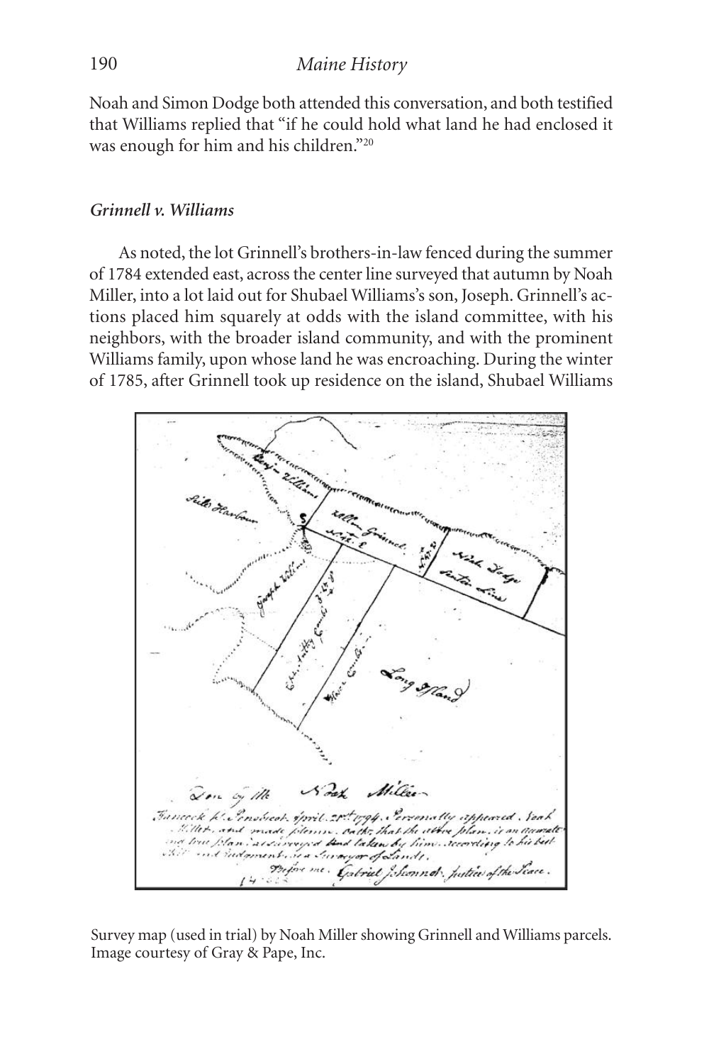Noah and Simon Dodge both attended this conversation, and both testified that Williams replied that "if he could hold what land he had enclosed it was enough for him and his children."[20]

### *Grinnell v. Williams*

As noted, the lot Grinnell's brothers-in-law fenced during the summer of 1784 extended east, across the center line surveyed that autumn by Noah Miller, into a lot laid out for Shubael Williams's son, Joseph. Grinnell's actions placed him squarely at odds with the island committee, with his neighbors, with the broader island community, and with the prominent Williams family, upon whose land he was encroaching. During the winter of 1785, after Grinnell took up residence on the island, Shubael Williams

Survey map (used in trial) by Noah Miller showing Grinnell and Williams parcels. Image courtesy of Gray & Pape, Inc.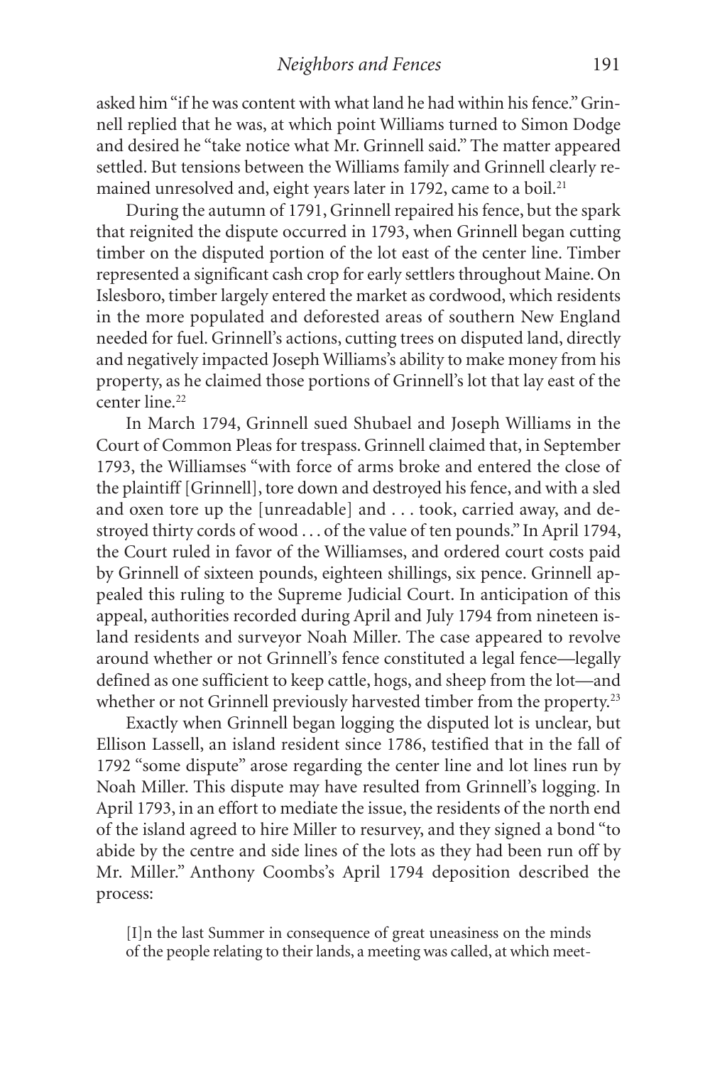asked him "if he was content with what land he had within his fence." Grinnell replied that he was, at which point Williams turned to Simon Dodge and desired he "take notice what Mr. Grinnell said." The matter appeared settled. But tensions between the Williams family and Grinnell clearly remained unresolved and, eight years later in 1792, came to a boil.[21]

During the autumn of 1791, Grinnell repaired his fence, but the spark that reignited the dispute occurred in 1793, when Grinnell began cutting timber on the disputed portion of the lot east of the center line. Timber represented a significant cash crop for early settlers throughout Maine. On Islesboro, timber largely entered the market as cordwood, which residents in the more populated and deforested areas of southern New England needed for fuel. Grinnell's actions, cutting trees on disputed land, directly and negatively impacted Joseph Williams's ability to make money from his property, as he claimed those portions of Grinnell's lot that lay east of the center line.[22]

In March 1794, Grinnell sued Shubael and Joseph Williams in the Court of Common Pleas for trespass. Grinnell claimed that, in September 1793, the Williamses "with force of arms broke and entered the close of the plaintiff [Grinnell], tore down and destroyed his fence, and with a sled and oxen tore up the [unreadable] and . . . took, carried away, and destroyed thirty cords of wood . . . of the value of ten pounds." In April 1794, the Court ruled in favor of the Williamses, and ordered court costs paid by Grinnell of sixteen pounds, eighteen shillings, six pence. Grinnell appealed this ruling to the Supreme Judicial Court. In anticipation of this appeal, authorities recorded during April and July 1794 from nineteen island residents and surveyor Noah Miller. The case appeared to revolve around whether or not Grinnell's fence constituted a legal fence—legally defined as one sufficient to keep cattle, hogs, and sheep from the lot—and whether or not Grinnell previously harvested timber from the property.[23]

Exactly when Grinnell began logging the disputed lot is unclear, but Ellison Lassell, an island resident since 1786, testified that in the fall of 1792 "some dispute" arose regarding the center line and lot lines run by Noah Miller. This dispute may have resulted from Grinnell's logging. In April 1793, in an effort to mediate the issue, the residents of the north end of the island agreed to hire Miller to resurvey, and they signed a bond "to abide by the centre and side lines of the lots as they had been run off by Mr. Miller." Anthony Coombs's April 1794 deposition described the process:

> [I]n the last Summer in consequence of great uneasiness on the minds of the people relating to their lands, a meeting was called, at which meet-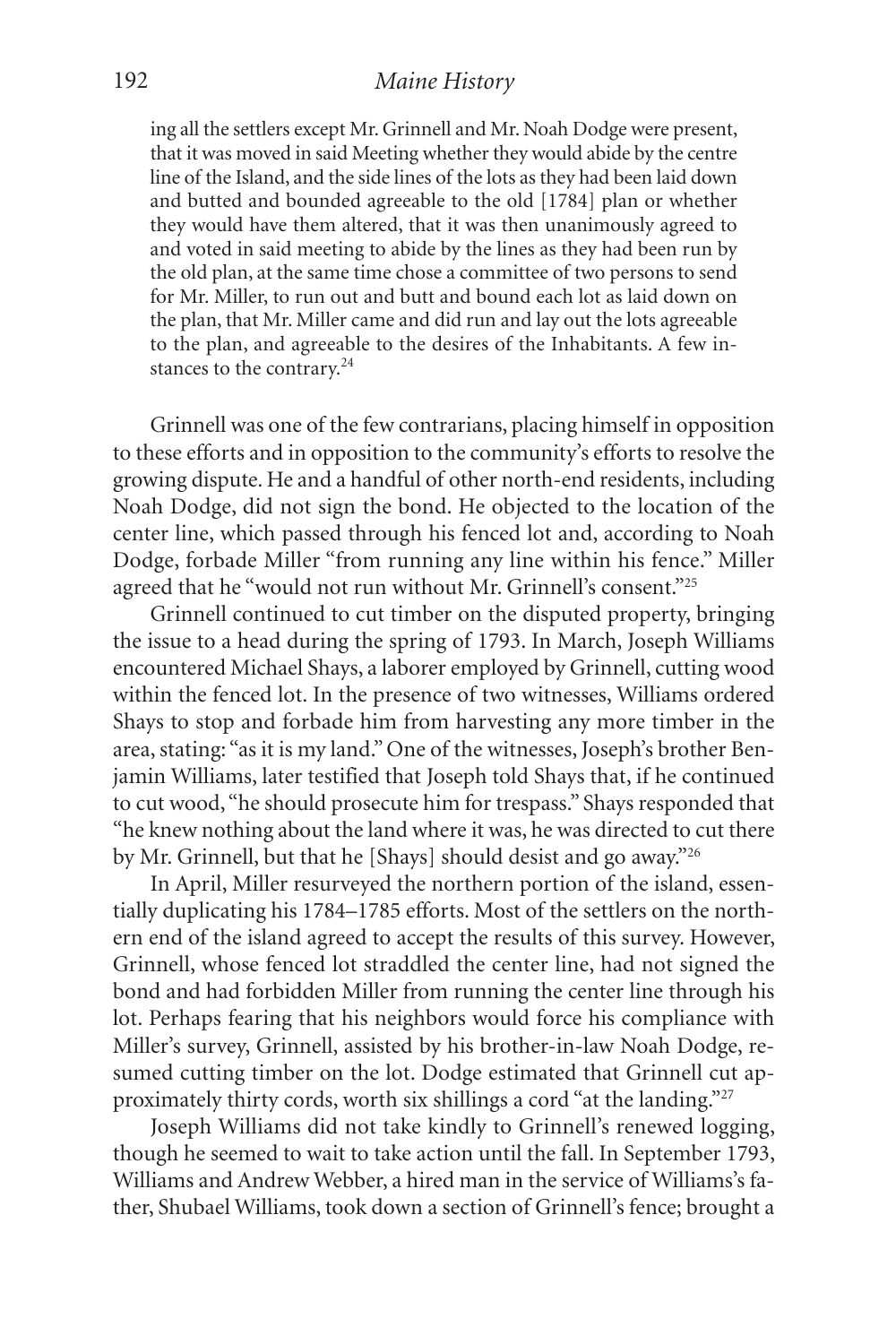ing all the settlers except Mr. Grinnell and Mr. Noah Dodge were present, that it was moved in said Meeting whether they would abide by the centre line of the Island, and the side lines of the lots as they had been laid down and butted and bounded agreeable to the old [1784] plan or whether they would have them altered, that it was then unanimously agreed to and voted in said meeting to abide by the lines as they had been run by the old plan, at the same time chose a committee of two persons to send for Mr. Miller, to run out and butt and bound each lot as laid down on the plan, that Mr. Miller came and did run and lay out the lots agreeable to the plan, and agreeable to the desires of the Inhabitants. A few instances to the contrary.[24]

Grinnell was one of the few contrarians, placing himself in opposition to these efforts and in opposition to the community's efforts to resolve the growing dispute. He and a handful of other north-end residents, including Noah Dodge, did not sign the bond. He objected to the location of the center line, which passed through his fenced lot and, according to Noah Dodge, forbade Miller "from running any line within his fence." Miller agreed that he "would not run without Mr. Grinnell's consent."[25]

Grinnell continued to cut timber on the disputed property, bringing the issue to a head during the spring of 1793. In March, Joseph Williams encountered Michael Shays, a laborer employed by Grinnell, cutting wood within the fenced lot. In the presence of two witnesses, Williams ordered Shays to stop and forbade him from harvesting any more timber in the area, stating: "as it is my land." One of the witnesses, Joseph's brother Benjamin Williams, later testified that Joseph told Shays that, if he continued to cut wood, "he should prosecute him for trespass." Shays responded that "he knew nothing about the land where it was, he was directed to cut there by Mr. Grinnell, but that he [Shays] should desist and go away."[26]

In April, Miller resurveyed the northern portion of the island, essentially duplicating his 1784–1785 efforts. Most of the settlers on the northern end of the island agreed to accept the results of this survey. However, Grinnell, whose fenced lot straddled the center line, had not signed the bond and had forbidden Miller from running the center line through his lot. Perhaps fearing that his neighbors would force his compliance with Miller's survey, Grinnell, assisted by his brother-in-law Noah Dodge, resumed cutting timber on the lot. Dodge estimated that Grinnell cut approximately thirty cords, worth six shillings a cord "at the landing."[27]

Joseph Williams did not take kindly to Grinnell's renewed logging, though he seemed to wait to take action until the fall. In September 1793, Williams and Andrew Webber, a hired man in the service of Williams's father, Shubael Williams, took down a section of Grinnell's fence; brought a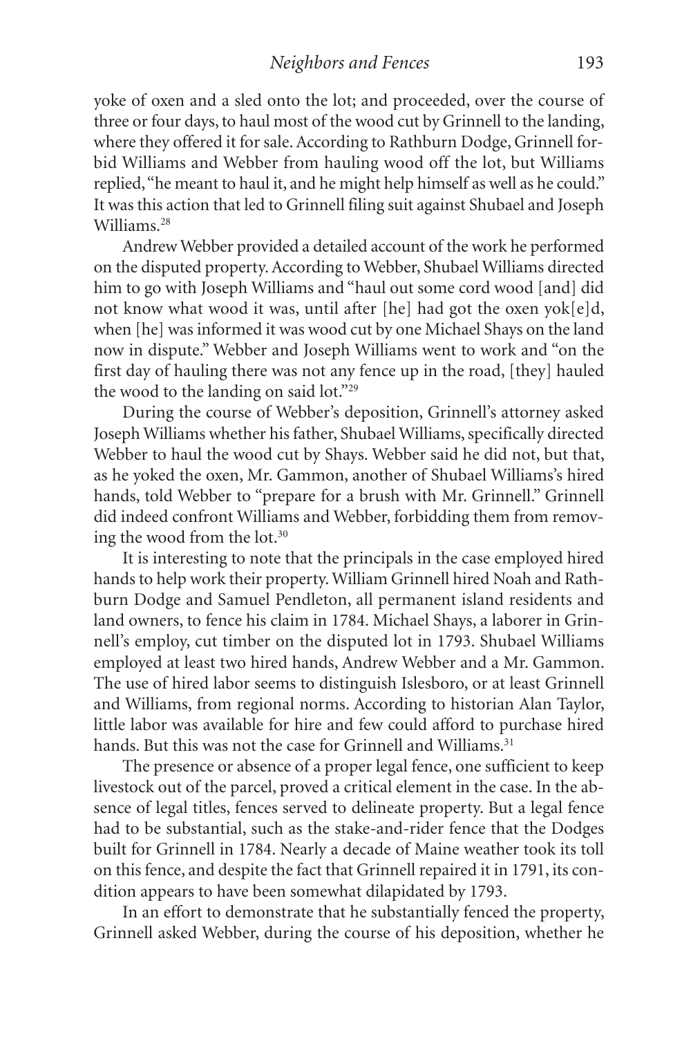yoke of oxen and a sled onto the lot; and proceeded, over the course of three or four days, to haul most of the wood cut by Grinnell to the landing, where they offered it for sale. According to Rathburn Dodge, Grinnell forbid Williams and Webber from hauling wood off the lot, but Williams replied, "he meant to haul it, and he might help himself as well as he could." It was this action that led to Grinnell filing suit against Shubael and Joseph Williams.[28]

Andrew Webber provided a detailed account of the work he performed on the disputed property. According to Webber, Shubael Williams directed him to go with Joseph Williams and "haul out some cord wood [and] did not know what wood it was, until after [he] had got the oxen yok[e]d, when [he] was informed it was wood cut by one Michael Shays on the land now in dispute." Webber and Joseph Williams went to work and "on the first day of hauling there was not any fence up in the road, [they] hauled the wood to the landing on said lot."[29]

During the course of Webber's deposition, Grinnell's attorney asked Joseph Williams whether his father, Shubael Williams, specifically directed Webber to haul the wood cut by Shays. Webber said he did not, but that, as he yoked the oxen, Mr. Gammon, another of Shubael Williams's hired hands, told Webber to "prepare for a brush with Mr. Grinnell." Grinnell did indeed confront Williams and Webber, forbidding them from removing the wood from the lot.[30]

It is interesting to note that the principals in the case employed hired hands to help work their property. William Grinnell hired Noah and Rathburn Dodge and Samuel Pendleton, all permanent island residents and land owners, to fence his claim in 1784. Michael Shays, a laborer in Grinnell's employ, cut timber on the disputed lot in 1793. Shubael Williams employed at least two hired hands, Andrew Webber and a Mr. Gammon. The use of hired labor seems to distinguish Islesboro, or at least Grinnell and Williams, from regional norms. According to historian Alan Taylor, little labor was available for hire and few could afford to purchase hired hands. But this was not the case for Grinnell and Williams.[31]

The presence or absence of a proper legal fence, one sufficient to keep livestock out of the parcel, proved a critical element in the case. In the absence of legal titles, fences served to delineate property. But a legal fence had to be substantial, such as the stake-and-rider fence that the Dodges built for Grinnell in 1784. Nearly a decade of Maine weather took its toll on this fence, and despite the fact that Grinnell repaired it in 1791, its condition appears to have been somewhat dilapidated by 1793.

In an effort to demonstrate that he substantially fenced the property, Grinnell asked Webber, during the course of his deposition, whether he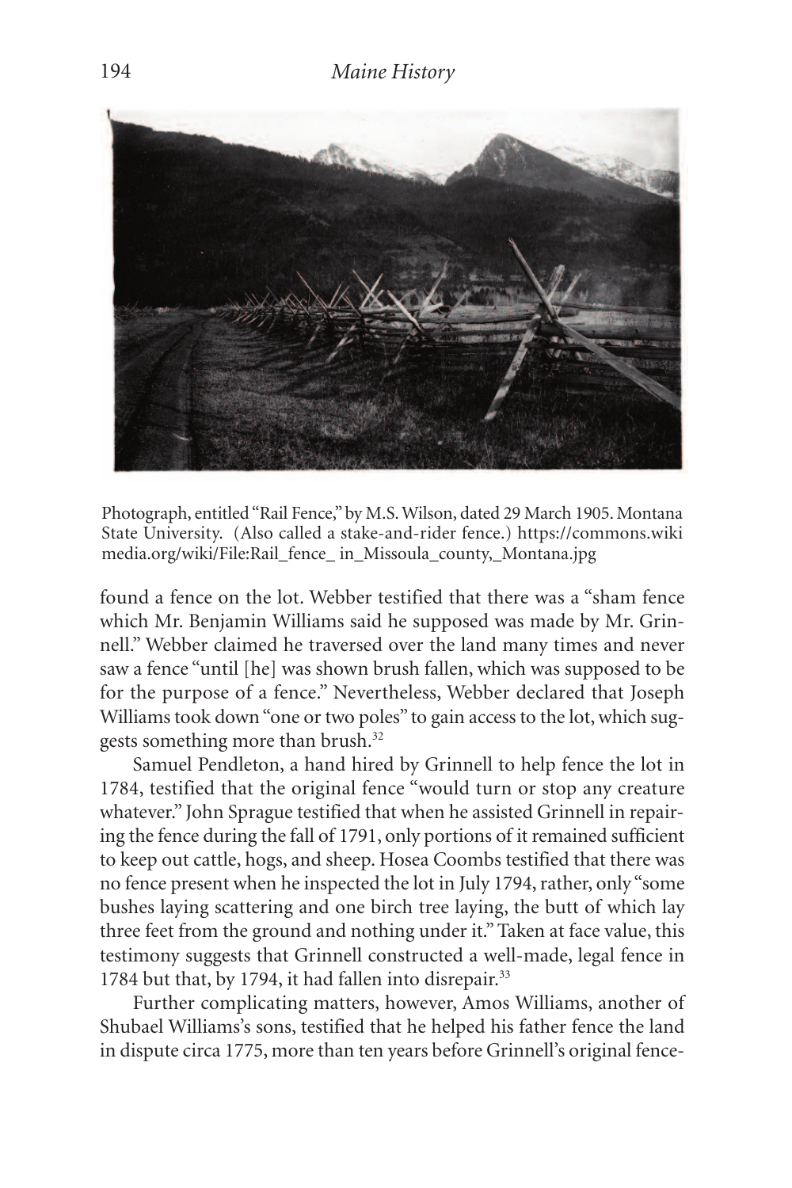Photograph, entitled "Rail Fence," by M.S. Wilson, dated 29 March 1905. Montana State University. (Also called a stake-and-rider fence.) https://commons.wikimedia.org/wiki/File:Rail_fence_ in_Missoula_county,_Montana.jpg

found a fence on the lot. Webber testified that there was a "sham fence which Mr. Benjamin Williams said he supposed was made by Mr. Grinnell." Webber claimed he traversed over the land many times and never saw a fence "until [he] was shown brush fallen, which was supposed to be for the purpose of a fence." Nevertheless, Webber declared that Joseph Williams took down "one or two poles" to gain access to the lot, which suggests something more than brush.[32]

Samuel Pendleton, a hand hired by Grinnell to help fence the lot in 1784, testified that the original fence "would turn or stop any creature whatever." John Sprague testified that when he assisted Grinnell in repairing the fence during the fall of 1791, only portions of it remained sufficient to keep out cattle, hogs, and sheep. Hosea Coombs testified that there was no fence present when he inspected the lot in July 1794, rather, only "some bushes laying scattering and one birch tree laying, the butt of which lay three feet from the ground and nothing under it." Taken at face value, this testimony suggests that Grinnell constructed a well-made, legal fence in 1784 but that, by 1794, it had fallen into disrepair.[33]

Further complicating matters, however, Amos Williams, another of Shubael Williams's sons, testified that he helped his father fence the land in dispute circa 1775, more than ten years before Grinnell's original fence-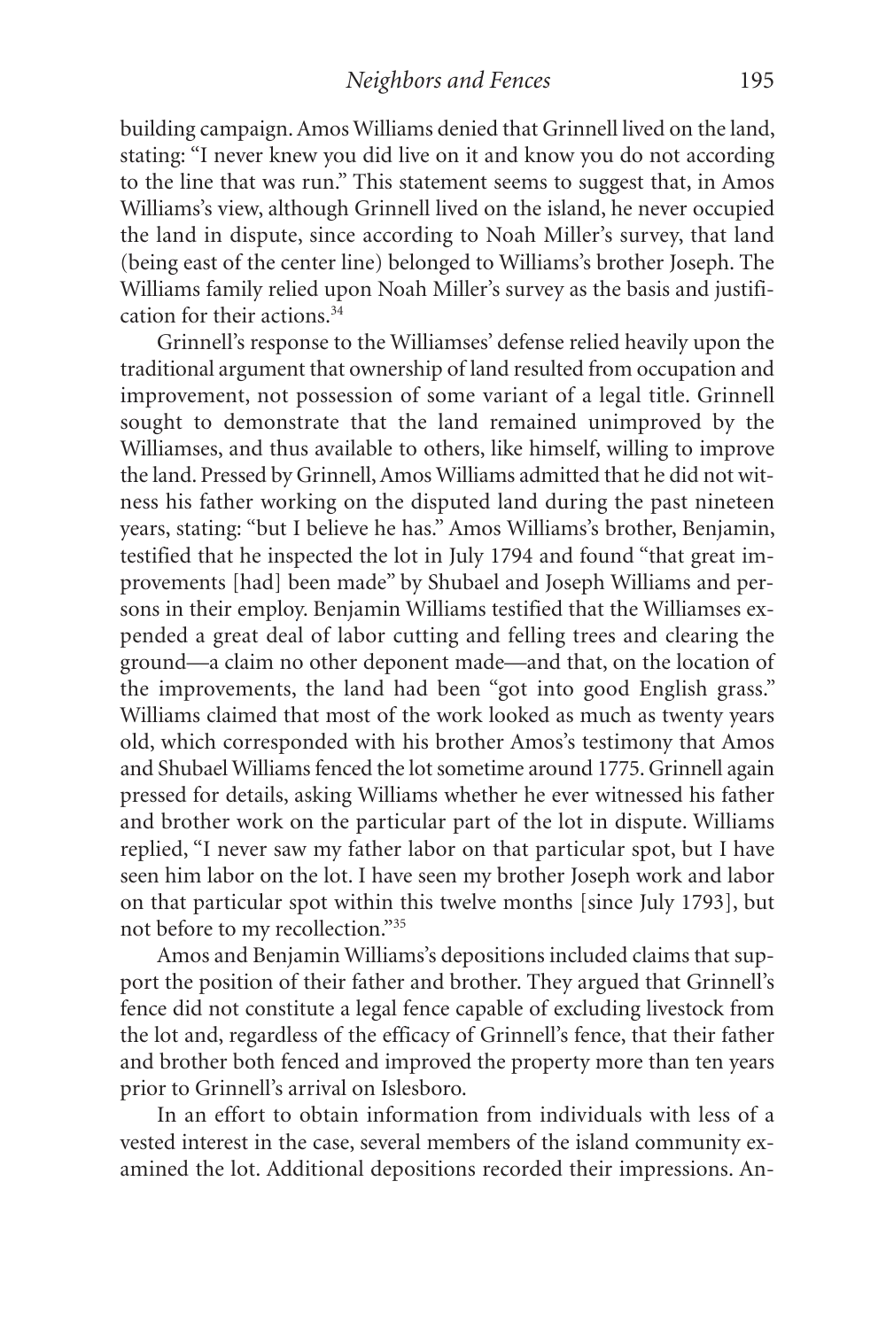building campaign. Amos Williams denied that Grinnell lived on the land, stating: "I never knew you did live on it and know you do not according to the line that was run." This statement seems to suggest that, in Amos Williams's view, although Grinnell lived on the island, he never occupied the land in dispute, since according to Noah Miller's survey, that land (being east of the center line) belonged to Williams's brother Joseph. The Williams family relied upon Noah Miller's survey as the basis and justification for their actions.[34]

Grinnell's response to the Williamses' defense relied heavily upon the traditional argument that ownership of land resulted from occupation and improvement, not possession of some variant of a legal title. Grinnell sought to demonstrate that the land remained unimproved by the Williamses, and thus available to others, like himself, willing to improve the land. Pressed by Grinnell, Amos Williams admitted that he did not witness his father working on the disputed land during the past nineteen years, stating: "but I believe he has." Amos Williams's brother, Benjamin, testified that he inspected the lot in July 1794 and found "that great improvements [had] been made" by Shubael and Joseph Williams and persons in their employ. Benjamin Williams testified that the Williamses expended a great deal of labor cutting and felling trees and clearing the ground—a claim no other deponent made—and that, on the location of the improvements, the land had been "got into good English grass." Williams claimed that most of the work looked as much as twenty years old, which corresponded with his brother Amos's testimony that Amos and Shubael Williams fenced the lot sometime around 1775. Grinnell again pressed for details, asking Williams whether he ever witnessed his father and brother work on the particular part of the lot in dispute. Williams replied, "I never saw my father labor on that particular spot, but I have seen him labor on the lot. I have seen my brother Joseph work and labor on that particular spot within this twelve months [since July 1793], but not before to my recollection."[35]

Amos and Benjamin Williams's depositions included claims that support the position of their father and brother. They argued that Grinnell's fence did not constitute a legal fence capable of excluding livestock from the lot and, regardless of the efficacy of Grinnell's fence, that their father and brother both fenced and improved the property more than ten years prior to Grinnell's arrival on Islesboro.

In an effort to obtain information from individuals with less of a vested interest in the case, several members of the island community examined the lot. Additional depositions recorded their impressions. An-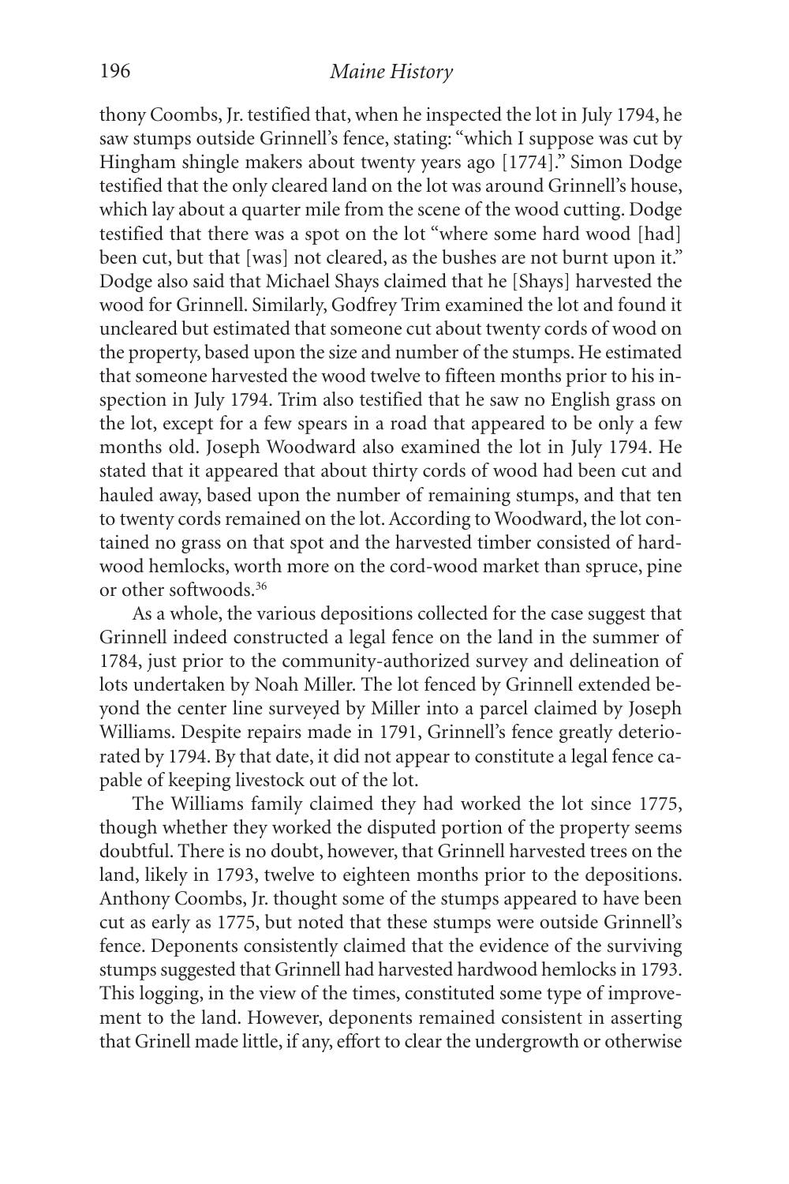thony Coombs, Jr. testified that, when he inspected the lot in July 1794, he saw stumps outside Grinnell's fence, stating: "which I suppose was cut by Hingham shingle makers about twenty years ago [1774]." Simon Dodge testified that the only cleared land on the lot was around Grinnell's house, which lay about a quarter mile from the scene of the wood cutting. Dodge testified that there was a spot on the lot "where some hard wood [had] been cut, but that [was] not cleared, as the bushes are not burnt upon it." Dodge also said that Michael Shays claimed that he [Shays] harvested the wood for Grinnell. Similarly, Godfrey Trim examined the lot and found it uncleared but estimated that someone cut about twenty cords of wood on the property, based upon the size and number of the stumps. He estimated that someone harvested the wood twelve to fifteen months prior to his inspection in July 1794. Trim also testified that he saw no English grass on the lot, except for a few spears in a road that appeared to be only a few months old. Joseph Woodward also examined the lot in July 1794. He stated that it appeared that about thirty cords of wood had been cut and hauled away, based upon the number of remaining stumps, and that ten to twenty cords remained on the lot. According to Woodward, the lot contained no grass on that spot and the harvested timber consisted of hardwood hemlocks, worth more on the cord-wood market than spruce, pine or other softwoods.[36]

As a whole, the various depositions collected for the case suggest that Grinnell indeed constructed a legal fence on the land in the summer of 1784, just prior to the community-authorized survey and delineation of lots undertaken by Noah Miller. The lot fenced by Grinnell extended beyond the center line surveyed by Miller into a parcel claimed by Joseph Williams. Despite repairs made in 1791, Grinnell's fence greatly deteriorated by 1794. By that date, it did not appear to constitute a legal fence capable of keeping livestock out of the lot.

The Williams family claimed they had worked the lot since 1775, though whether they worked the disputed portion of the property seems doubtful. There is no doubt, however, that Grinnell harvested trees on the land, likely in 1793, twelve to eighteen months prior to the depositions. Anthony Coombs, Jr. thought some of the stumps appeared to have been cut as early as 1775, but noted that these stumps were outside Grinnell's fence. Deponents consistently claimed that the evidence of the surviving stumps suggested that Grinnell had harvested hardwood hemlocks in 1793. This logging, in the view of the times, constituted some type of improvement to the land. However, deponents remained consistent in asserting that Grinell made little, if any, effort to clear the undergrowth or otherwise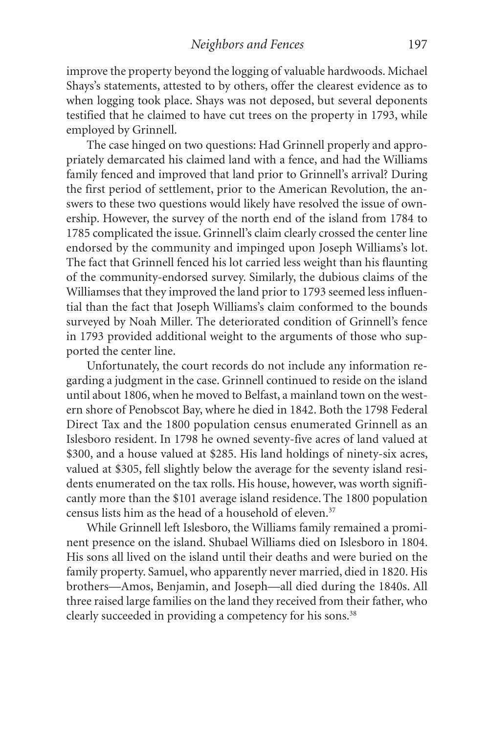improve the property beyond the logging of valuable hardwoods. Michael Shays's statements, attested to by others, offer the clearest evidence as to when logging took place. Shays was not deposed, but several deponents testified that he claimed to have cut trees on the property in 1793, while employed by Grinnell.

The case hinged on two questions: Had Grinnell properly and appropriately demarcated his claimed land with a fence, and had the Williams family fenced and improved that land prior to Grinnell's arrival? During the first period of settlement, prior to the American Revolution, the answers to these two questions would likely have resolved the issue of ownership. However, the survey of the north end of the island from 1784 to 1785 complicated the issue. Grinnell's claim clearly crossed the center line endorsed by the community and impinged upon Joseph Williams's lot. The fact that Grinnell fenced his lot carried less weight than his flaunting of the community-endorsed survey. Similarly, the dubious claims of the Williamses that they improved the land prior to 1793 seemed less influential than the fact that Joseph Williams's claim conformed to the bounds surveyed by Noah Miller. The deteriorated condition of Grinnell's fence in 1793 provided additional weight to the arguments of those who supported the center line.

Unfortunately, the court records do not include any information regarding a judgment in the case. Grinnell continued to reside on the island until about 1806, when he moved to Belfast, a mainland town on the western shore of Penobscot Bay, where he died in 1842. Both the 1798 Federal Direct Tax and the 1800 population census enumerated Grinnell as an Islesboro resident. In 1798 he owned seventy-five acres of land valued at \$300, and a house valued at \$285. His land holdings of ninety-six acres, valued at \$305, fell slightly below the average for the seventy island residents enumerated on the tax rolls. His house, however, was worth significantly more than the \$101 average island residence. The 1800 population census lists him as the head of a household of eleven.[37]

While Grinnell left Islesboro, the Williams family remained a prominent presence on the island. Shubael Williams died on Islesboro in 1804. His sons all lived on the island until their deaths and were buried on the family property. Samuel, who apparently never married, died in 1820. His brothers—Amos, Benjamin, and Joseph—all died during the 1840s. All three raised large families on the land they received from their father, who clearly succeeded in providing a competency for his sons.[38]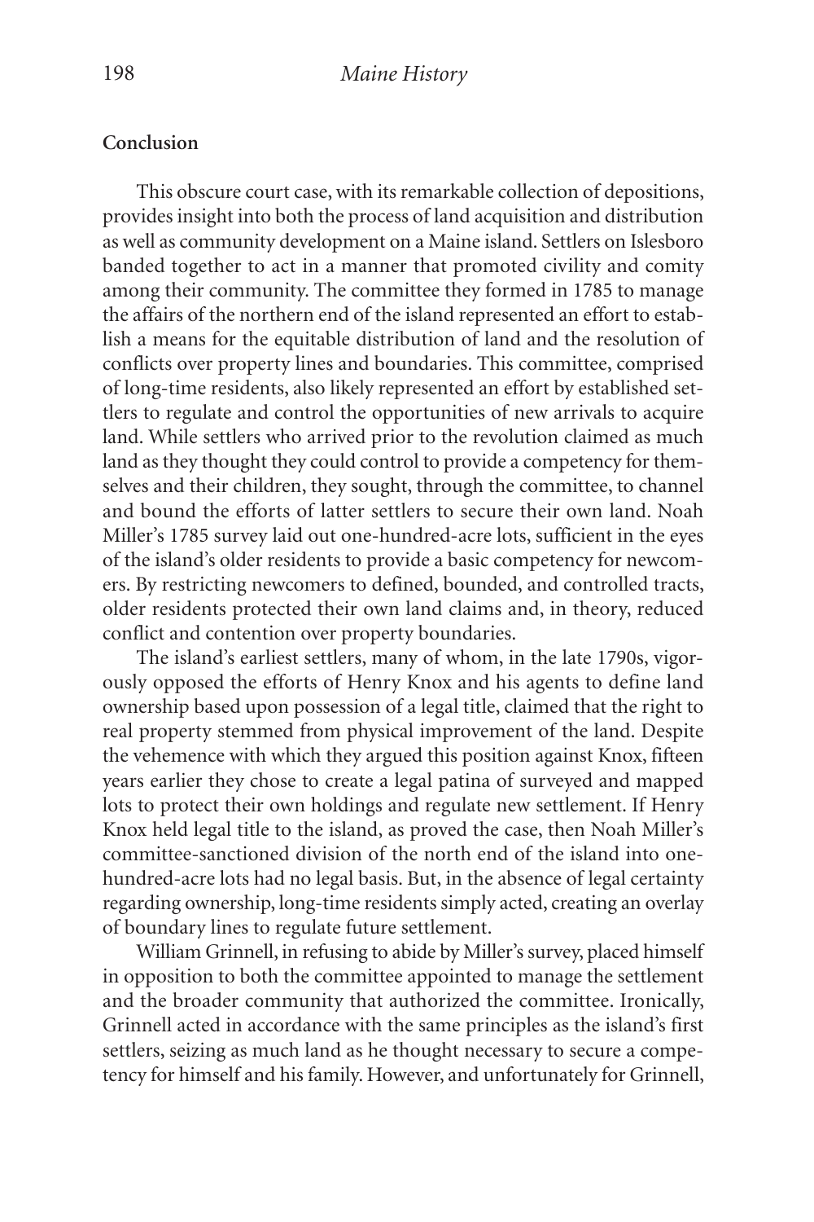**Conclusion**

This obscure court case, with its remarkable collection of depositions, provides insight into both the process of land acquisition and distribution as well as community development on a Maine island. Settlers on Islesboro banded together to act in a manner that promoted civility and comity among their community. The committee they formed in 1785 to manage the affairs of the northern end of the island represented an effort to establish a means for the equitable distribution of land and the resolution of conflicts over property lines and boundaries. This committee, comprised of long-time residents, also likely represented an effort by established settlers to regulate and control the opportunities of new arrivals to acquire land. While settlers who arrived prior to the revolution claimed as much land as they thought they could control to provide a competency for themselves and their children, they sought, through the committee, to channel and bound the efforts of latter settlers to secure their own land. Noah Miller's 1785 survey laid out one-hundred-acre lots, sufficient in the eyes of the island's older residents to provide a basic competency for newcomers. By restricting newcomers to defined, bounded, and controlled tracts, older residents protected their own land claims and, in theory, reduced conflict and contention over property boundaries.

The island's earliest settlers, many of whom, in the late 1790s, vigorously opposed the efforts of Henry Knox and his agents to define land ownership based upon possession of a legal title, claimed that the right to real property stemmed from physical improvement of the land. Despite the vehemence with which they argued this position against Knox, fifteen years earlier they chose to create a legal patina of surveyed and mapped lots to protect their own holdings and regulate new settlement. If Henry Knox held legal title to the island, as proved the case, then Noah Miller's committee-sanctioned division of the north end of the island into one-hundred-acre lots had no legal basis. But, in the absence of legal certainty regarding ownership, long-time residents simply acted, creating an overlay of boundary lines to regulate future settlement.

William Grinnell, in refusing to abide by Miller's survey, placed himself in opposition to both the committee appointed to manage the settlement and the broader community that authorized the committee. Ironically, Grinnell acted in accordance with the same principles as the island's first settlers, seizing as much land as he thought necessary to secure a competency for himself and his family. However, and unfortunately for Grinnell,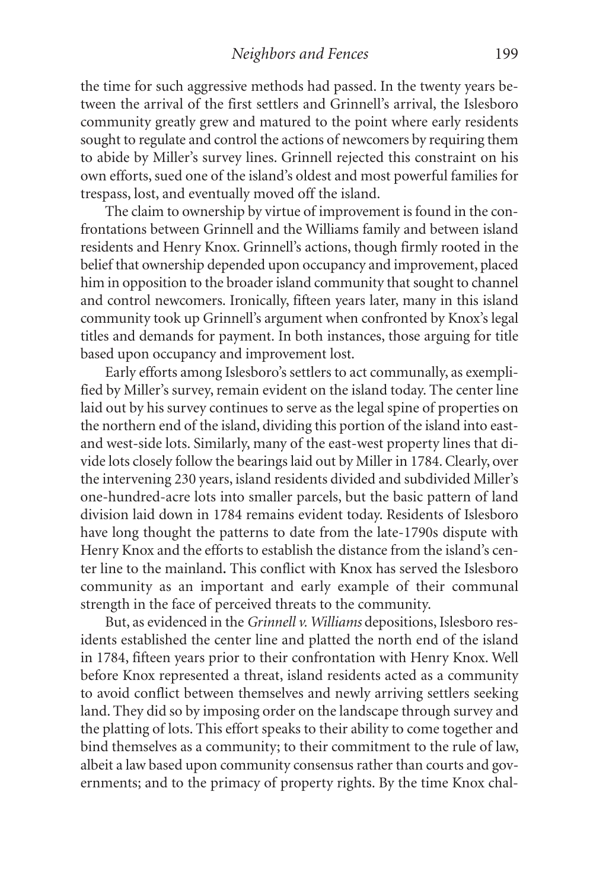the time for such aggressive methods had passed. In the twenty years between the arrival of the first settlers and Grinnell's arrival, the Islesboro community greatly grew and matured to the point where early residents sought to regulate and control the actions of newcomers by requiring them to abide by Miller's survey lines. Grinnell rejected this constraint on his own efforts, sued one of the island's oldest and most powerful families for trespass, lost, and eventually moved off the island.

The claim to ownership by virtue of improvement is found in the confrontations between Grinnell and the Williams family and between island residents and Henry Knox. Grinnell's actions, though firmly rooted in the belief that ownership depended upon occupancy and improvement, placed him in opposition to the broader island community that sought to channel and control newcomers. Ironically, fifteen years later, many in this island community took up Grinnell's argument when confronted by Knox's legal titles and demands for payment. In both instances, those arguing for title based upon occupancy and improvement lost.

Early efforts among Islesboro's settlers to act communally, as exemplified by Miller's survey, remain evident on the island today. The center line laid out by his survey continues to serve as the legal spine of properties on the northern end of the island, dividing this portion of the island into east- and west-side lots. Similarly, many of the east-west property lines that divide lots closely follow the bearings laid out by Miller in 1784. Clearly, over the intervening 230 years, island residents divided and subdivided Miller's one-hundred-acre lots into smaller parcels, but the basic pattern of land division laid down in 1784 remains evident today. Residents of Islesboro have long thought the patterns to date from the late-1790s dispute with Henry Knox and the efforts to establish the distance from the island's center line to the mainland. This conflict with Knox has served the Islesboro community as an important and early example of their communal strength in the face of perceived threats to the community.

But, as evidenced in the *Grinnell v. Williams* depositions, Islesboro residents established the center line and platted the north end of the island in 1784, fifteen years prior to their confrontation with Henry Knox. Well before Knox represented a threat, island residents acted as a community to avoid conflict between themselves and newly arriving settlers seeking land. They did so by imposing order on the landscape through survey and the platting of lots. This effort speaks to their ability to come together and bind themselves as a community; to their commitment to the rule of law, albeit a law based upon community consensus rather than courts and governments; and to the primacy of property rights. By the time Knox chal-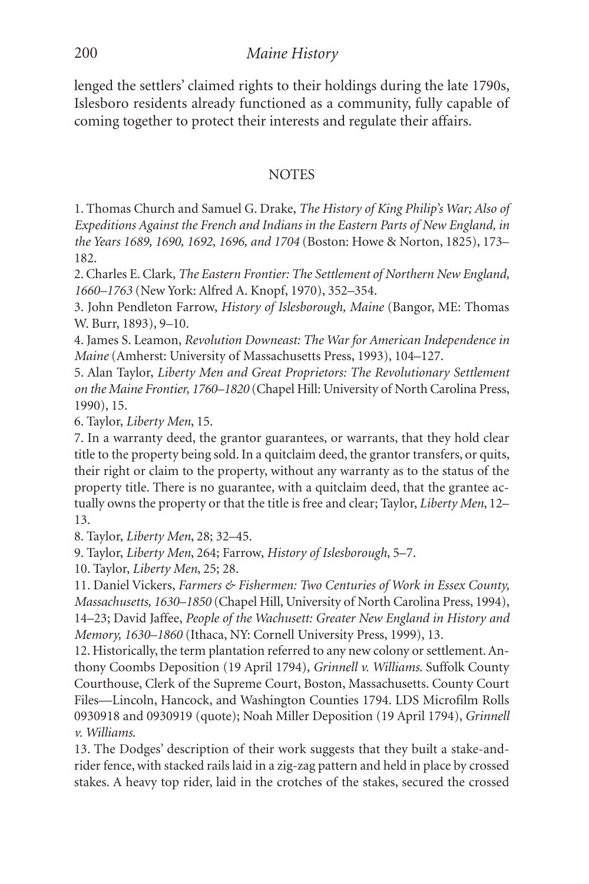lenged the settlers' claimed rights to their holdings during the late 1790s, Islesboro residents already functioned as a community, fully capable of coming together to protect their interests and regulate their affairs.

## NOTES

1. Thomas Church and Samuel G. Drake, *The History of King Philip's War; Also of Expeditions Against the French and Indians in the Eastern Parts of New England, in the Years 1689, 1690, 1692, 1696, and 1704* (Boston: Howe & Norton, 1825), 173–182.

2. Charles E. Clark, *The Eastern Frontier: The Settlement of Northern New England, 1660–1763* (New York: Alfred A. Knopf, 1970), 352–354.

3. John Pendleton Farrow, *History of Islesborough, Maine* (Bangor, ME: Thomas W. Burr, 1893), 9–10.

4. James S. Leamon, *Revolution Downeast: The War for American Independence in Maine* (Amherst: University of Massachusetts Press, 1993), 104–127.

5. Alan Taylor, *Liberty Men and Great Proprietors: The Revolutionary Settlement on the Maine Frontier, 1760–1820* (Chapel Hill: University of North Carolina Press, 1990), 15.

6. Taylor, *Liberty Men*, 15.

7. In a warranty deed, the grantor guarantees, or warrants, that they hold clear title to the property being sold. In a quitclaim deed, the grantor transfers, or quits, their right or claim to the property, without any warranty as to the status of the property title. There is no guarantee, with a quitclaim deed, that the grantee actually owns the property or that the title is free and clear; Taylor, *Liberty Men*, 12–13.

8. Taylor, *Liberty Men*, 28; 32–45.

9. Taylor, *Liberty Men*, 264; Farrow, *History of Islesborough*, 5–7.

10. Taylor, *Liberty Men*, 25; 28.

11. Daniel Vickers, *Farmers & Fishermen: Two Centuries of Work in Essex County, Massachusetts, 1630–1850* (Chapel Hill, University of North Carolina Press, 1994), 14–23; David Jaffee, *People of the Wachusett: Greater New England in History and Memory, 1630–1860* (Ithaca, NY: Cornell University Press, 1999), 13.

12. Historically, the term plantation referred to any new colony or settlement. Anthony Coombs Deposition (19 April 1794), *Grinnell v. Williams.* Suffolk County Courthouse, Clerk of the Supreme Court, Boston, Massachusetts. County Court Files—Lincoln, Hancock, and Washington Counties 1794. LDS Microfilm Rolls 0930918 and 0930919 (quote); Noah Miller Deposition (19 April 1794), *Grinnell v. Williams.*

13. The Dodges' description of their work suggests that they built a stake-and-rider fence, with stacked rails laid in a zig-zag pattern and held in place by crossed stakes. A heavy top rider, laid in the crotches of the stakes, secured the crossed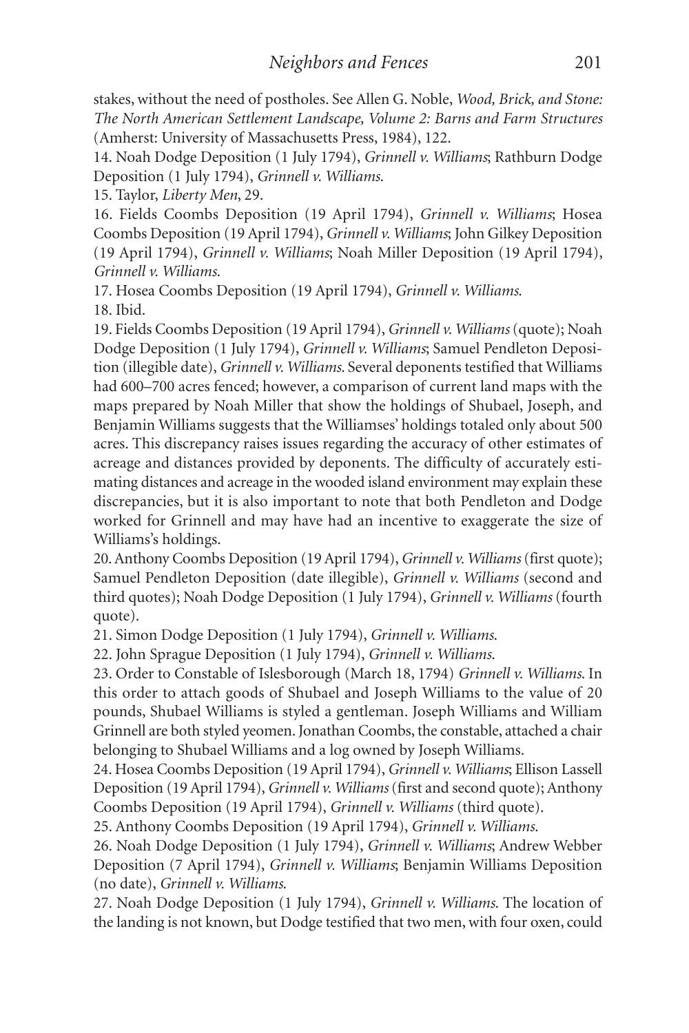stakes, without the need of postholes. See Allen G. Noble, *Wood, Brick, and Stone: The North American Settlement Landscape, Volume 2: Barns and Farm Structures* (Amherst: University of Massachusetts Press, 1984), 122.

14. Noah Dodge Deposition (1 July 1794), *Grinnell v. Williams*; Rathburn Dodge Deposition (1 July 1794), *Grinnell v. Williams*.

15. Taylor, *Liberty Men*, 29.

16. Fields Coombs Deposition (19 April 1794), *Grinnell v. Williams*; Hosea Coombs Deposition (19 April 1794), *Grinnell v. Williams*; John Gilkey Deposition (19 April 1794), *Grinnell v. Williams*; Noah Miller Deposition (19 April 1794), *Grinnell v. Williams*.

17. Hosea Coombs Deposition (19 April 1794), *Grinnell v. Williams*.

18. Ibid.

19. Fields Coombs Deposition (19 April 1794), *Grinnell v. Williams* (quote); Noah Dodge Deposition (1 July 1794), *Grinnell v. Williams*; Samuel Pendleton Deposition (illegible date), *Grinnell v. Williams*. Several deponents testified that Williams had 600–700 acres fenced; however, a comparison of current land maps with the maps prepared by Noah Miller that show the holdings of Shubael, Joseph, and Benjamin Williams suggests that the Williamses' holdings totaled only about 500 acres. This discrepancy raises issues regarding the accuracy of other estimates of acreage and distances provided by deponents. The difficulty of accurately estimating distances and acreage in the wooded island environment may explain these discrepancies, but it is also important to note that both Pendleton and Dodge worked for Grinnell and may have had an incentive to exaggerate the size of Williams's holdings.

20. Anthony Coombs Deposition (19 April 1794), *Grinnell v. Williams* (first quote); Samuel Pendleton Deposition (date illegible), *Grinnell v. Williams* (second and third quotes); Noah Dodge Deposition (1 July 1794), *Grinnell v. Williams* (fourth quote).

21. Simon Dodge Deposition (1 July 1794), *Grinnell v. Williams*.

22. John Sprague Deposition (1 July 1794), *Grinnell v. Williams*.

23. Order to Constable of Islesborough (March 18, 1794) *Grinnell v. Williams*. In this order to attach goods of Shubael and Joseph Williams to the value of 20 pounds, Shubael Williams is styled a gentleman. Joseph Williams and William Grinnell are both styled yeomen. Jonathan Coombs, the constable, attached a chair belonging to Shubael Williams and a log owned by Joseph Williams.

24. Hosea Coombs Deposition (19 April 1794), *Grinnell v. Williams*; Ellison Lassell Deposition (19 April 1794), *Grinnell v. Williams* (first and second quote); Anthony Coombs Deposition (19 April 1794), *Grinnell v. Williams* (third quote).

25. Anthony Coombs Deposition (19 April 1794), *Grinnell v. Williams*.

26. Noah Dodge Deposition (1 July 1794), *Grinnell v. Williams*; Andrew Webber Deposition (7 April 1794), *Grinnell v. Williams*; Benjamin Williams Deposition (no date), *Grinnell v. Williams*.

27. Noah Dodge Deposition (1 July 1794), *Grinnell v. Williams*. The location of the landing is not known, but Dodge testified that two men, with four oxen, could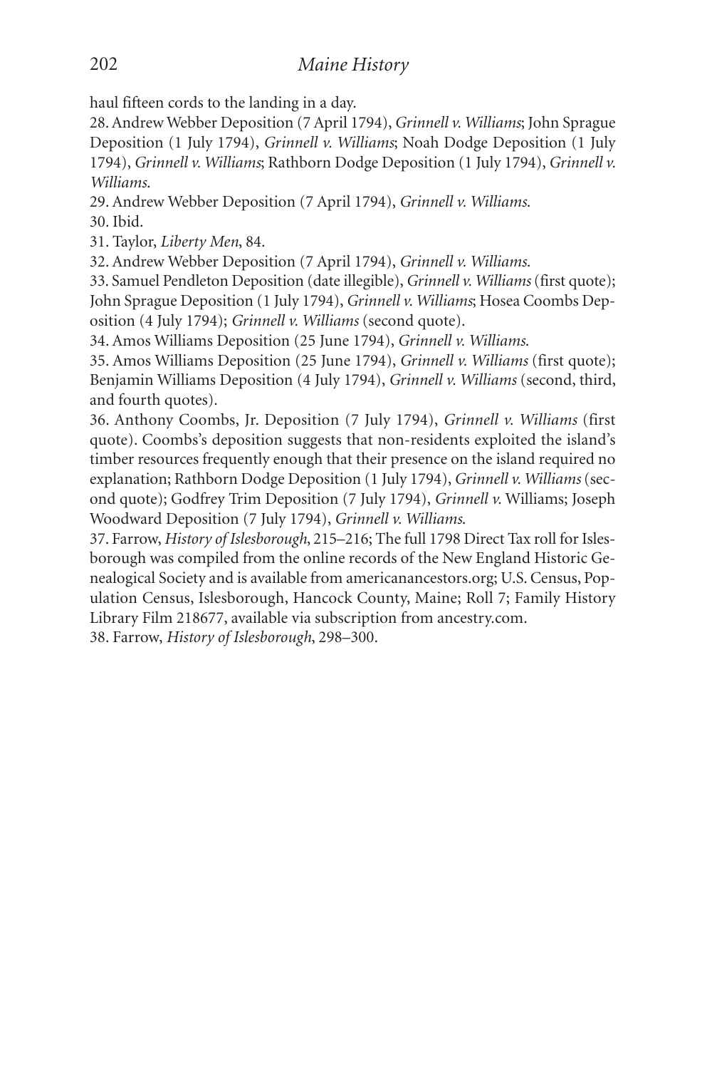haul fifteen cords to the landing in a day.

28. Andrew Webber Deposition (7 April 1794), *Grinnell v. Williams*; John Sprague Deposition (1 July 1794), *Grinnell v. Williams*; Noah Dodge Deposition (1 July 1794), *Grinnell v. Williams*; Rathborn Dodge Deposition (1 July 1794), *Grinnell v. Williams.*

29. Andrew Webber Deposition (7 April 1794), *Grinnell v. Williams.*

30. Ibid.

31. Taylor, *Liberty Men*, 84.

32. Andrew Webber Deposition (7 April 1794), *Grinnell v. Williams.*

33. Samuel Pendleton Deposition (date illegible), *Grinnell v. Williams* (first quote); John Sprague Deposition (1 July 1794), *Grinnell v. Williams*; Hosea Coombs Deposition (4 July 1794); *Grinnell v. Williams* (second quote).

34. Amos Williams Deposition (25 June 1794), *Grinnell v. Williams.*

35. Amos Williams Deposition (25 June 1794), *Grinnell v. Williams* (first quote); Benjamin Williams Deposition (4 July 1794), *Grinnell v. Williams* (second, third, and fourth quotes).

36. Anthony Coombs, Jr. Deposition (7 July 1794), *Grinnell v. Williams* (first quote). Coombs's deposition suggests that non-residents exploited the island's timber resources frequently enough that their presence on the island required no explanation; Rathborn Dodge Deposition (1 July 1794), *Grinnell v. Williams* (second quote); Godfrey Trim Deposition (7 July 1794), *Grinnell v.* Williams; Joseph Woodward Deposition (7 July 1794), *Grinnell v. Williams.*

37. Farrow, *History of Islesborough*, 215–216; The full 1798 Direct Tax roll for Islesborough was compiled from the online records of the New England Historic Genealogical Society and is available from americanancestors.org; U.S. Census, Population Census, Islesborough, Hancock County, Maine; Roll 7; Family History Library Film 218677, available via subscription from ancestry.com.

38. Farrow, *History of Islesborough*, 298–300.